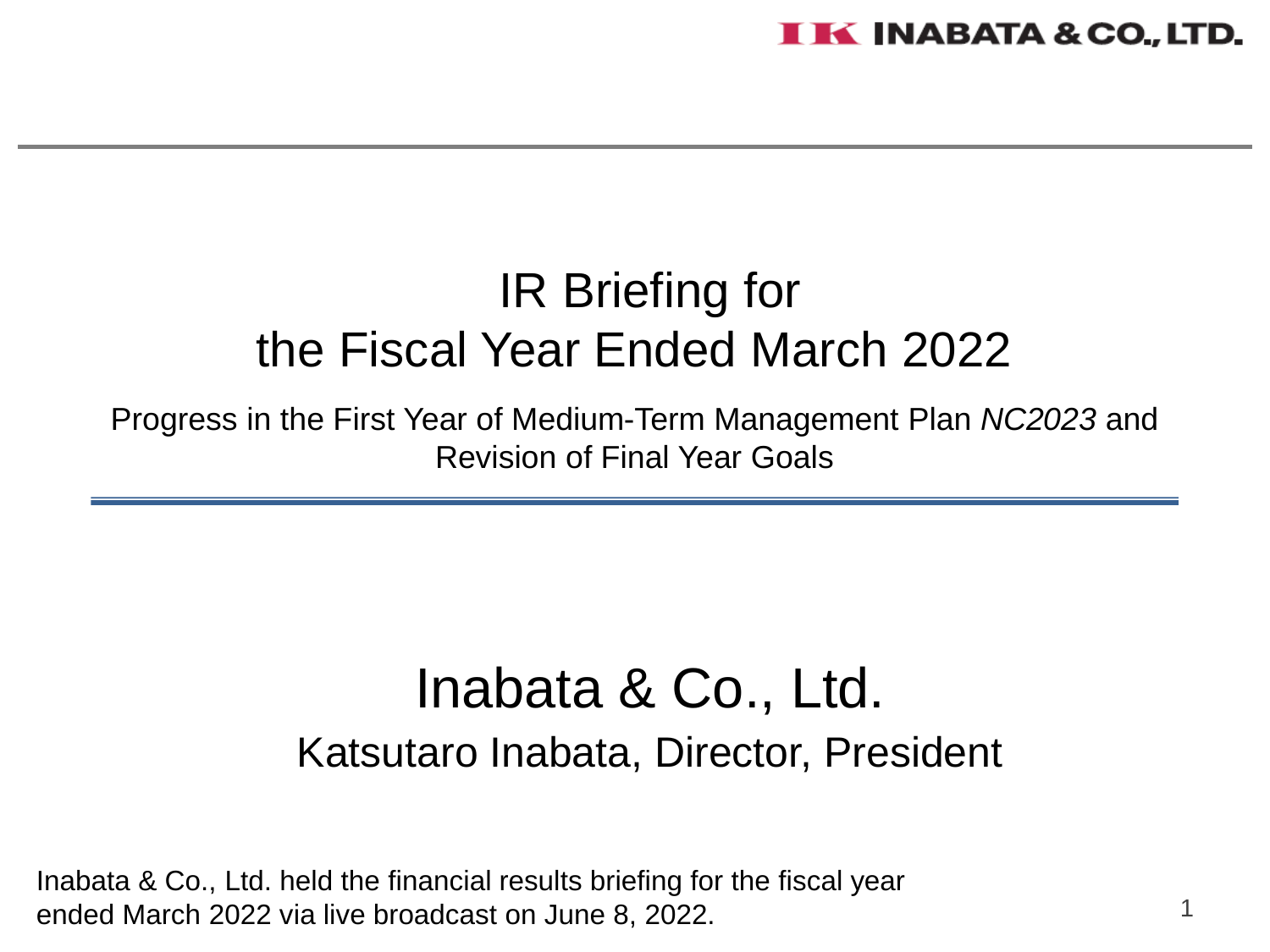# IR Briefing for the Fiscal Year Ended March 2022

Progress in the First Year of Medium-Term Management Plan *NC2023* and Revision of Final Year Goals

## Inabata & Co., Ltd.

Katsutaro Inabata, Director, President

Inabata & Co., Ltd. held the financial results briefing for the fiscal year ended March 2022 via live broadcast on June 8, 2022.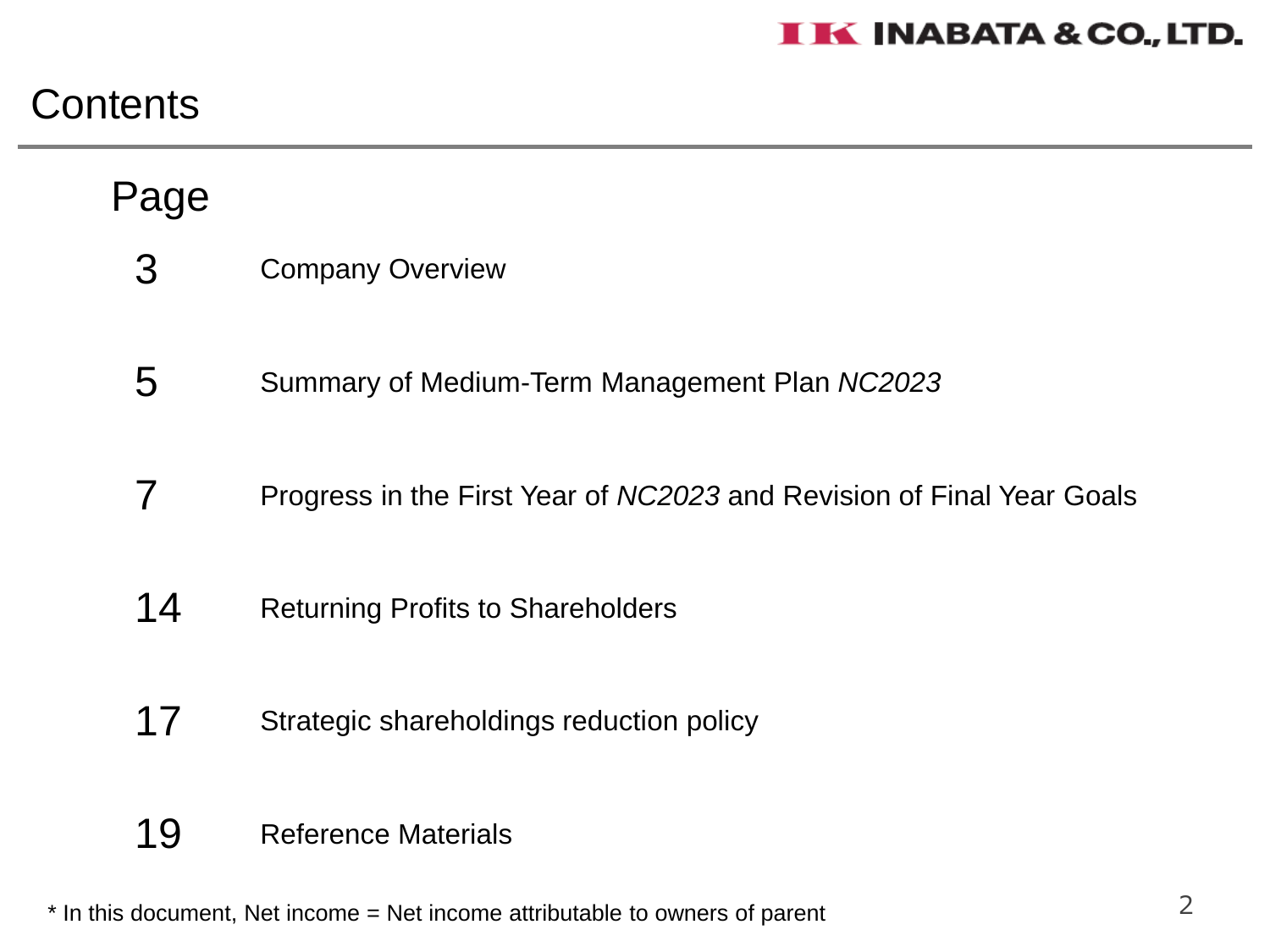# Contents

| Page | |
|---|---|
| 3 | Company Overview |
| 5 | Summary of Medium-Term Management Plan *NC2023* |
| 7 | Progress in the First Year of *NC2023* and Revision of Final Year Goals |
| 14 | Returning Profits to Shareholders |
| 17 | Strategic shareholdings reduction policy |
| 19 | Reference Materials |

* In this document, Net income = Net income attributable to owners of parent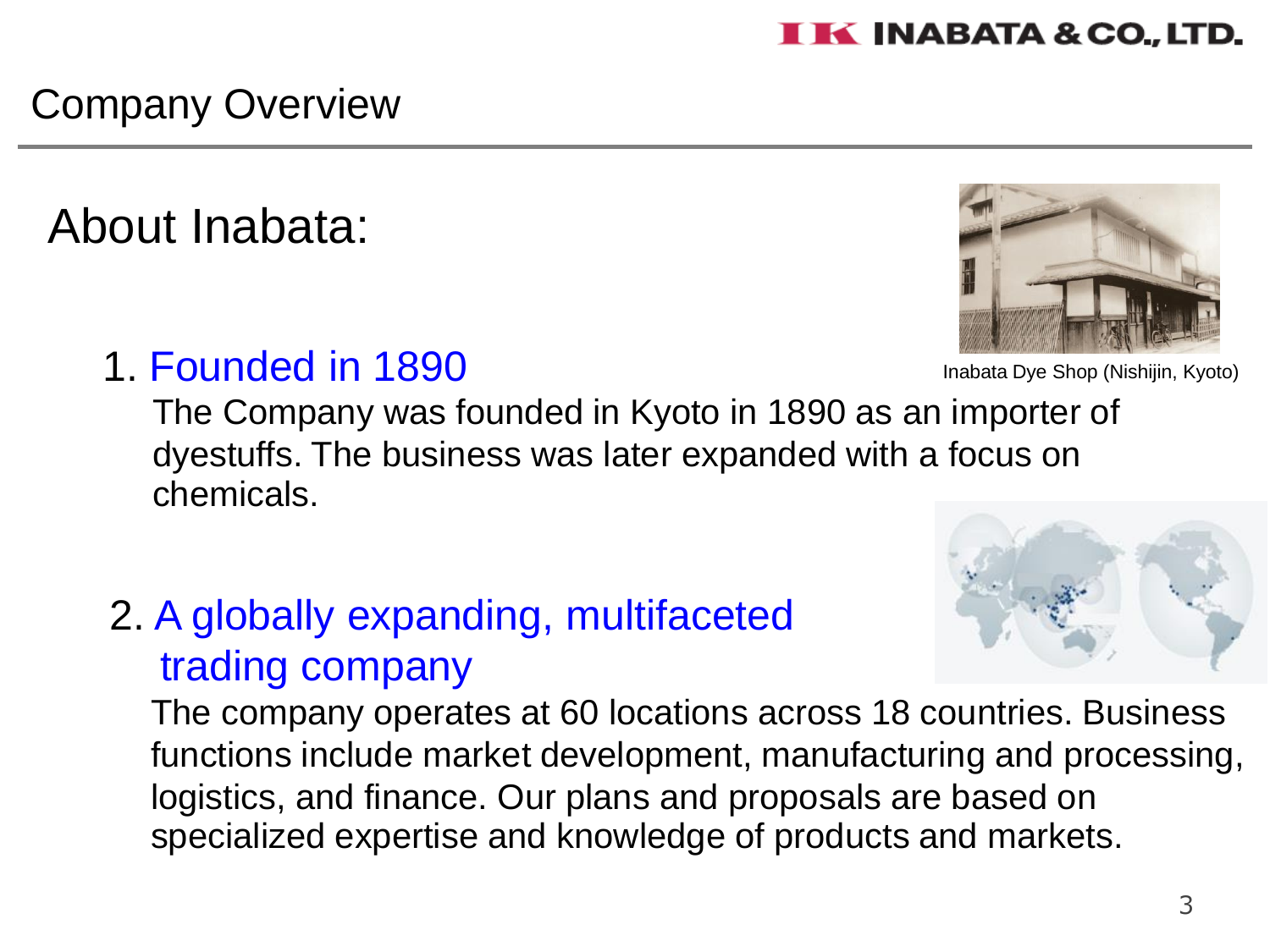# Company Overview

## About Inabata:

1. Founded in 1890

Inabata Dye Shop (Nishijin, Kyoto)

The Company was founded in Kyoto in 1890 as an importer of dyestuffs. The business was later expanded with a focus on chemicals.

2. A globally expanding, multifaceted trading company

The company operates at 60 locations across 18 countries. Business functions include market development, manufacturing and processing, logistics, and finance. Our plans and proposals are based on specialized expertise and knowledge of products and markets.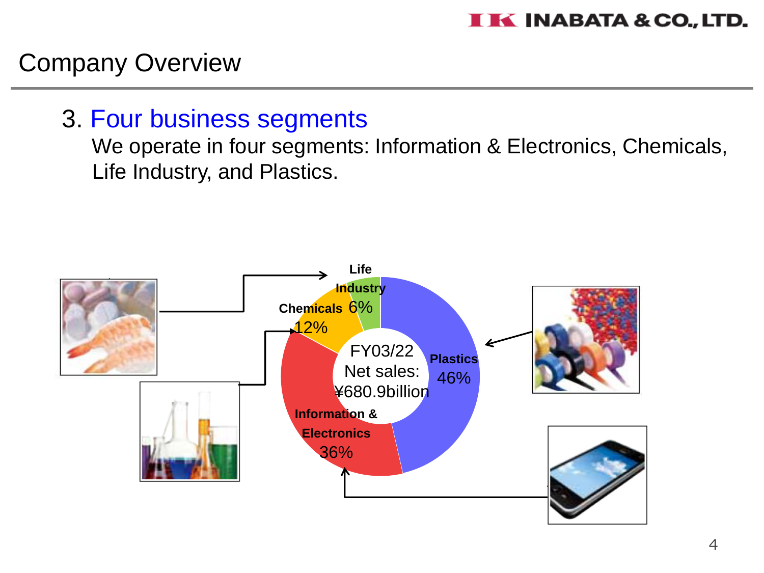# Company Overview

## 3. Four business segments

We operate in four segments: Information & Electronics, Chemicals, Life Industry, and Plastics.

FY03/22 Net sales: ¥680.9billion

- **Plastics** 46%
- **Information & Electronics** 36%
- **Chemicals** 12%
- **Life Industry** 6%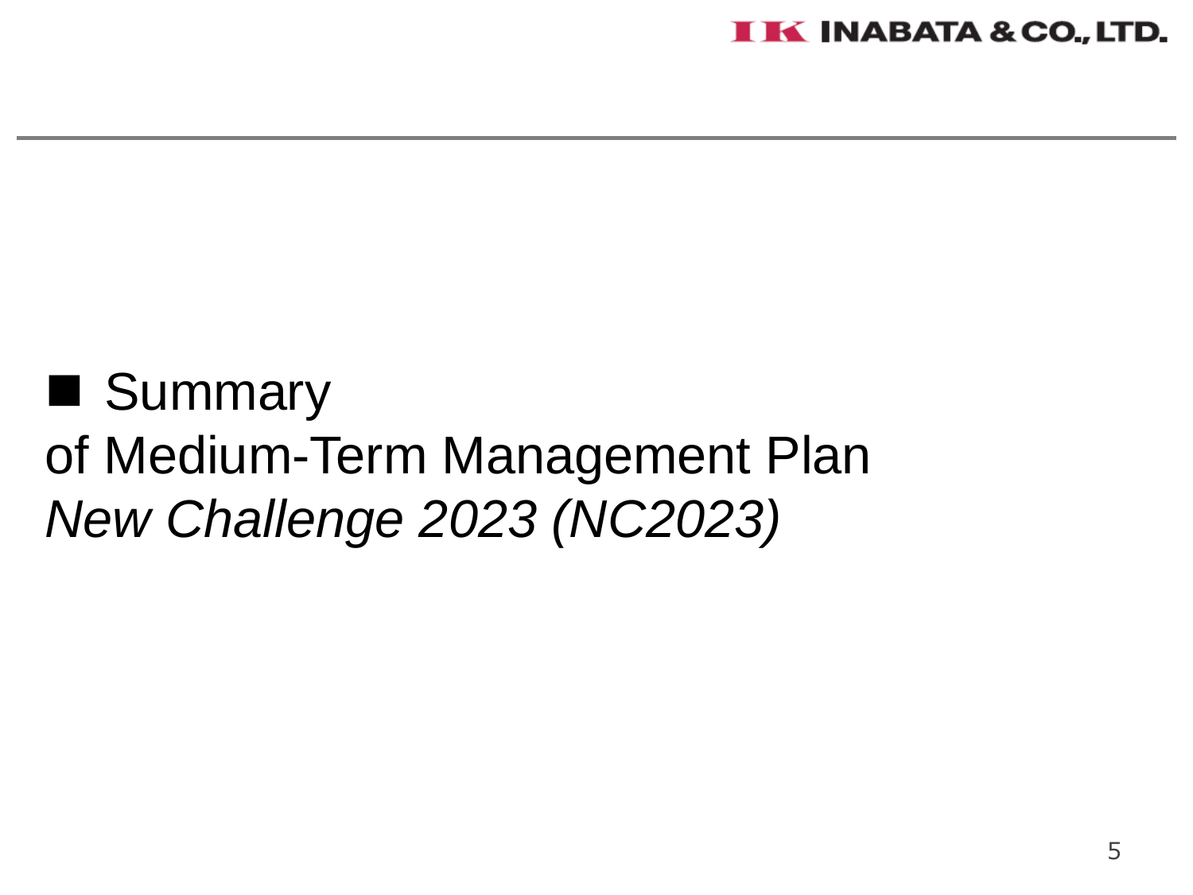## ■ Summary of Medium-Term Management Plan *New Challenge 2023 (NC2023)*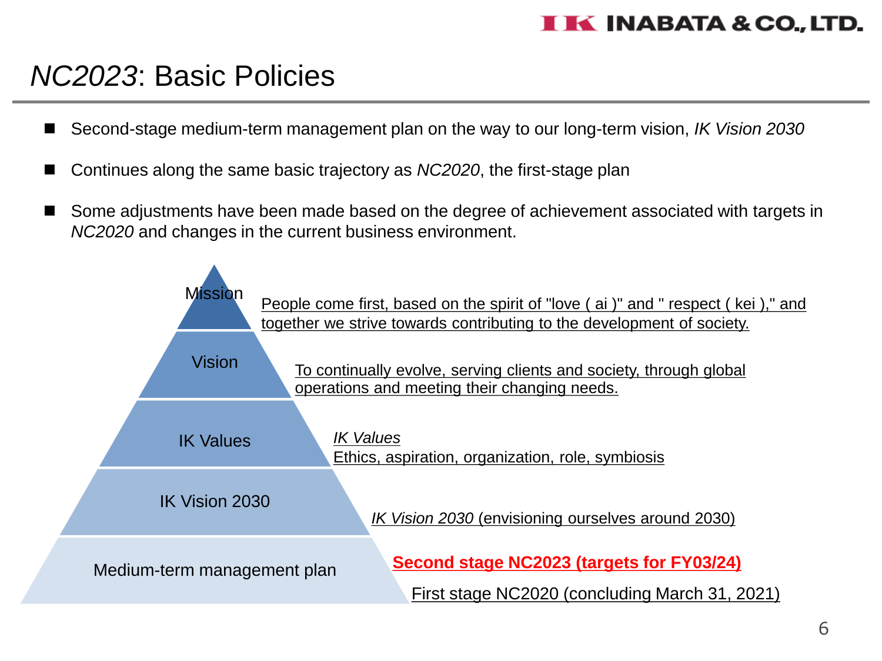# *NC2023*: Basic Policies

- Second-stage medium-term management plan on the way to our long-term vision, *IK Vision 2030*
- Continues along the same basic trajectory as *NC2020*, the first-stage plan
- Some adjustments have been made based on the degree of achievement associated with targets in *NC2020* and changes in the current business environment.

| Level | Description |
| --- | --- |
| Mission | People come first, based on the spirit of "love ( ai )" and " respect ( kei )," and together we strive towards contributing to the development of society. |
| Vision | To continually evolve, serving clients and society, through global operations and meeting their changing needs. |
| IK Values | *IK Values*<br>Ethics, aspiration, organization, role, symbiosis |
| IK Vision 2030 | *IK Vision 2030* (envisioning ourselves around 2030) |
| Medium-term management plan | **Second stage NC2023 (targets for FY03/24)**<br>First stage NC2020 (concluding March 31, 2021) |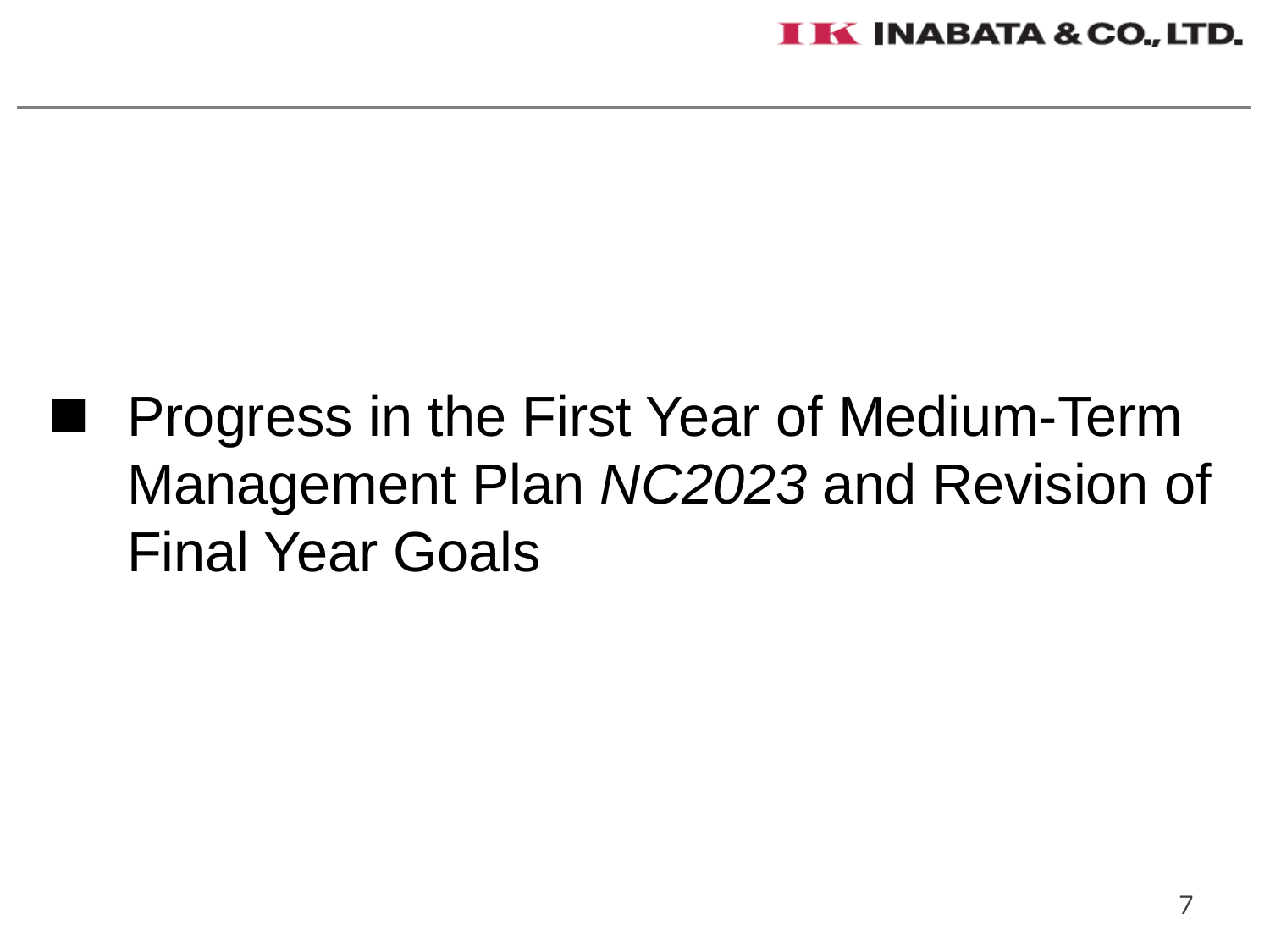## ■ Progress in the First Year of Medium-Term Management Plan *NC2023* and Revision of Final Year Goals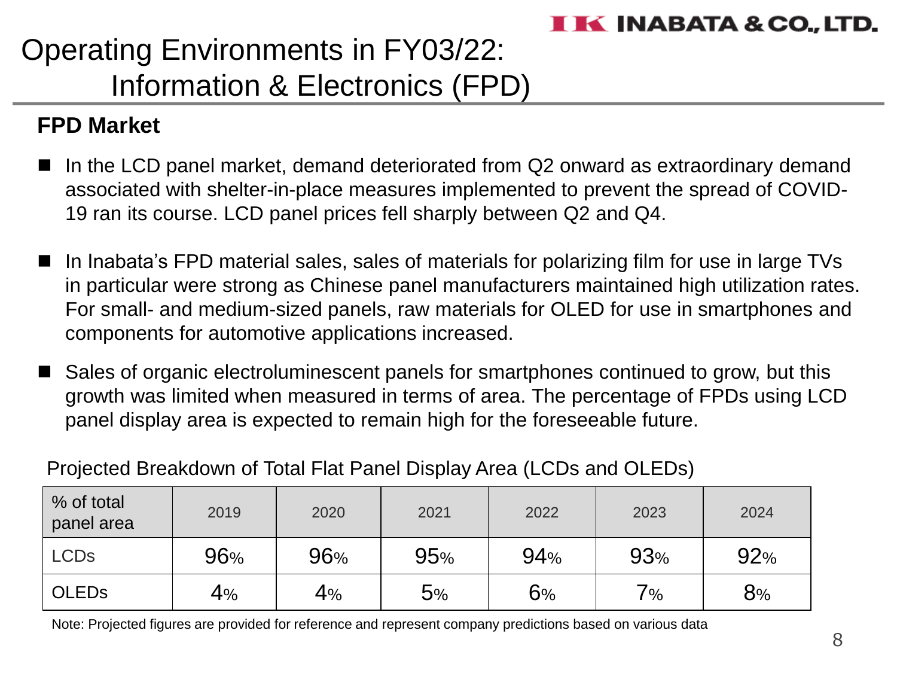# Operating Environments in FY03/22: Information & Electronics (FPD)

## FPD Market

- In the LCD panel market, demand deteriorated from Q2 onward as extraordinary demand associated with shelter-in-place measures implemented to prevent the spread of COVID-19 ran its course. LCD panel prices fell sharply between Q2 and Q4.

- In Inabata's FPD material sales, sales of materials for polarizing film for use in large TVs in particular were strong as Chinese panel manufacturers maintained high utilization rates. For small- and medium-sized panels, raw materials for OLED for use in smartphones and components for automotive applications increased.

- Sales of organic electroluminescent panels for smartphones continued to grow, but this growth was limited when measured in terms of area. The percentage of FPDs using LCD panel display area is expected to remain high for the foreseeable future.

Projected Breakdown of Total Flat Panel Display Area (LCDs and OLEDs)

| % of total panel area | 2019 | 2020 | 2021 | 2022 | 2023 | 2024 |
|---|---|---|---|---|---|---|
| LCDs | 96% | 96% | 95% | 94% | 93% | 92% |
| OLEDs | 4% | 4% | 5% | 6% | 7% | 8% |

Note: Projected figures are provided for reference and represent company predictions based on various data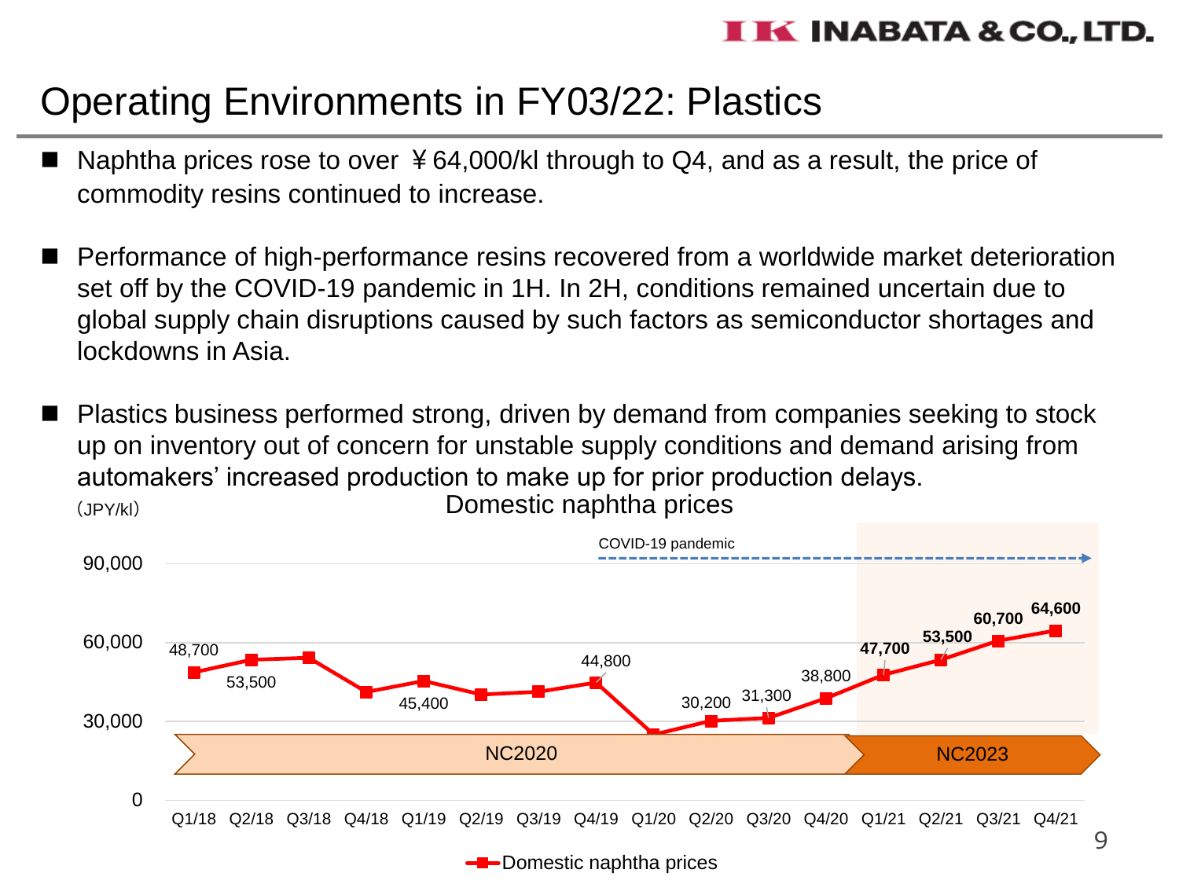# Operating Environments in FY03/22: Plastics

- Naphtha prices rose to over ￥64,000/kl through to Q4, and as a result, the price of commodity resins continued to increase.
- Performance of high-performance resins recovered from a worldwide market deterioration set off by the COVID-19 pandemic in 1H. In 2H, conditions remained uncertain due to global supply chain disruptions caused by such factors as semiconductor shortages and lockdowns in Asia.
- Plastics business performed strong, driven by demand from companies seeking to stock up on inventory out of concern for unstable supply conditions and demand arising from automakers' increased production to make up for prior production delays.

Domestic naphtha prices

(JPY/kl)

| Quarter | Domestic naphtha prices |
|---|---|
| Q1/18 | 48,700 |
| Q2/18 | 53,500 |
| Q3/18 | |
| Q4/18 | |
| Q1/19 | 45,400 |
| Q2/19 | |
| Q3/19 | |
| Q4/19 | 44,800 |
| Q1/20 | |
| Q2/20 | 30,200 |
| Q3/20 | 31,300 |
| Q4/20 | 38,800 |
| Q1/21 | 47,700 |
| Q2/21 | 53,500 |
| Q3/21 | 60,700 |
| Q4/21 | 64,600 |

COVID-19 pandemic (Q4/19 onward)

NC2020 (Q1/18–Q4/20) / NC2023 (Q1/21–Q4/21)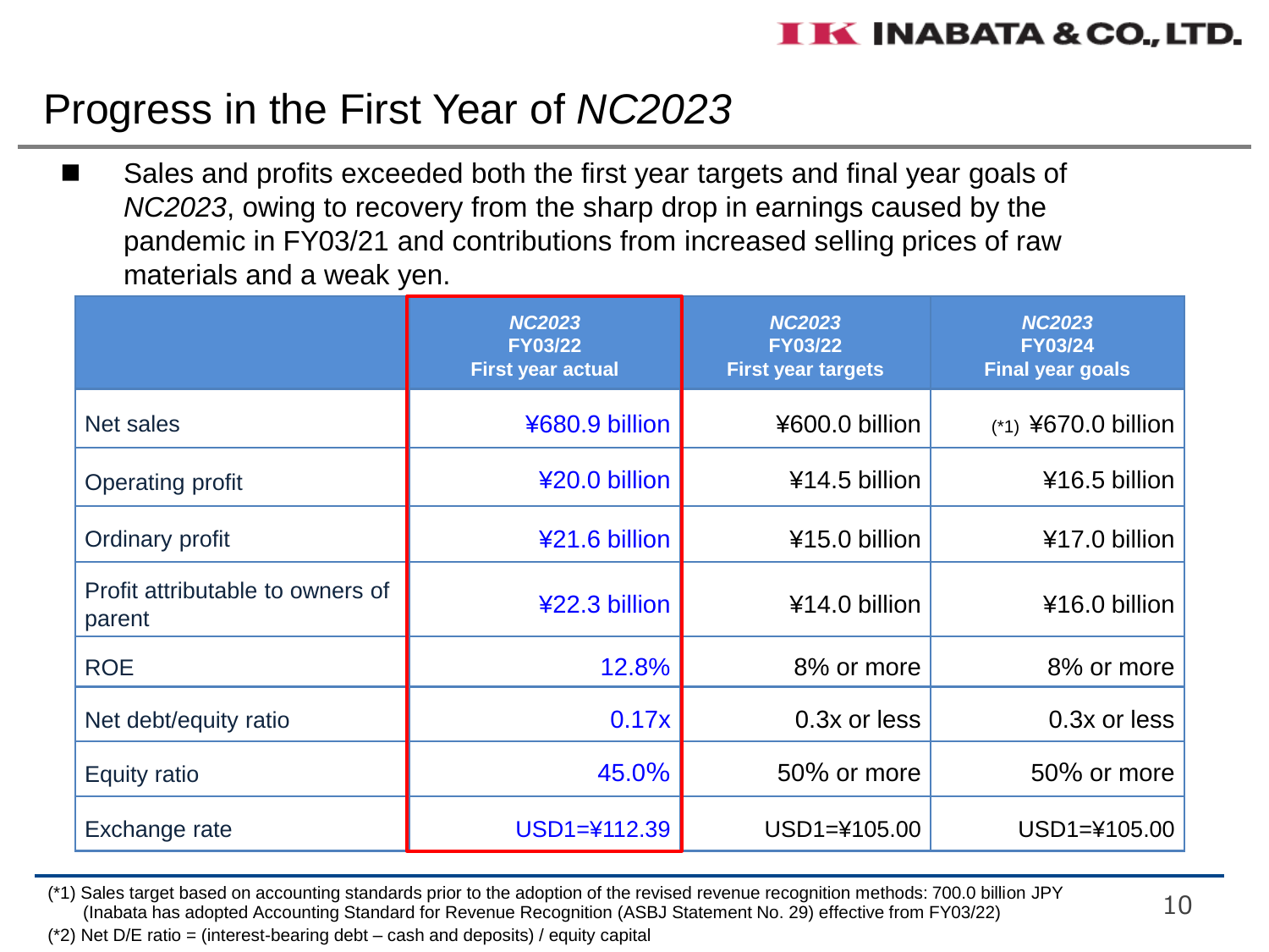# Progress in the First Year of *NC2023*

- Sales and profits exceeded both the first year targets and final year goals of *NC2023*, owing to recovery from the sharp drop in earnings caused by the pandemic in FY03/21 and contributions from increased selling prices of raw materials and a weak yen.

| | ***NC2023*** **FY03/22 First year actual** | ***NC2023*** **FY03/22 First year targets** | ***NC2023*** **FY03/24 Final year goals** |
|---|---|---|---|
| Net sales | ¥680.9 billion | ¥600.0 billion | (*1) ¥670.0 billion |
| Operating profit | ¥20.0 billion | ¥14.5 billion | ¥16.5 billion |
| Ordinary profit | ¥21.6 billion | ¥15.0 billion | ¥17.0 billion |
| Profit attributable to owners of parent | ¥22.3 billion | ¥14.0 billion | ¥16.0 billion |
| ROE | 12.8% | 8% or more | 8% or more |
| Net debt/equity ratio | 0.17x | 0.3x or less | 0.3x or less |
| Equity ratio | 45.0% | 50% or more | 50% or more |
| Exchange rate | USD1=¥112.39 | USD1=¥105.00 | USD1=¥105.00 |

(*1) Sales target based on accounting standards prior to the adoption of the revised revenue recognition methods: 700.0 billion JPY (Inabata has adopted Accounting Standard for Revenue Recognition (ASBJ Statement No. 29) effective from FY03/22)

(*2) Net D/E ratio = (interest-bearing debt – cash and deposits) / equity capital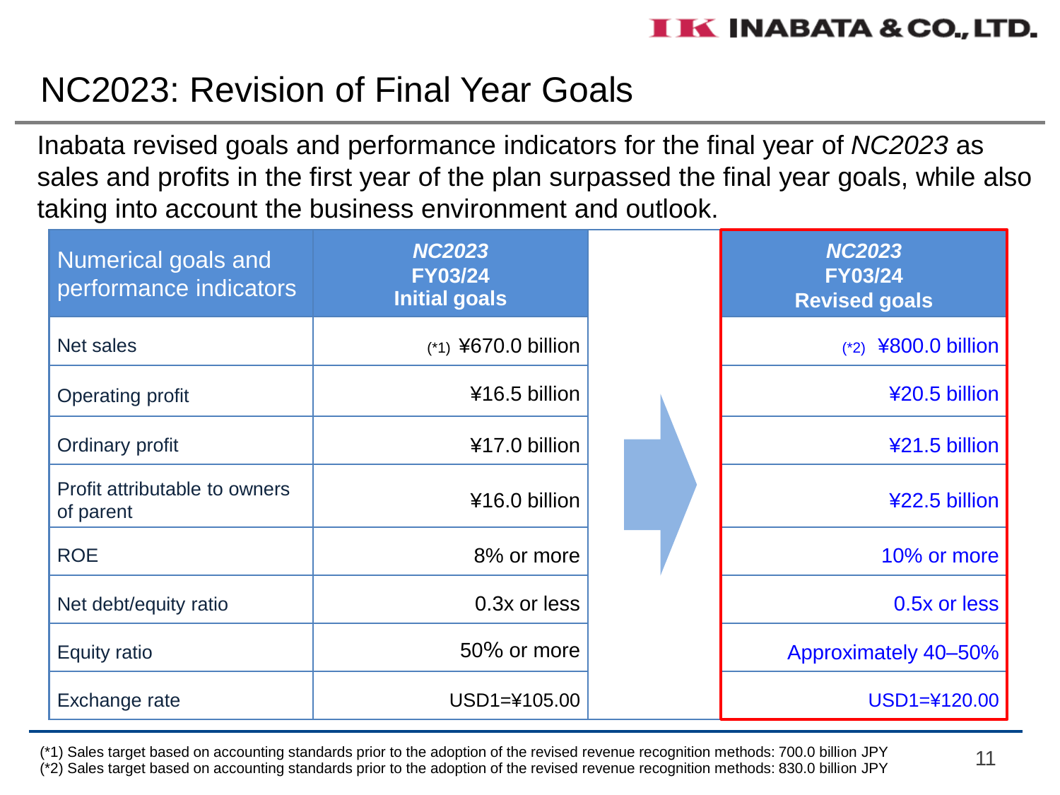# NC2023: Revision of Final Year Goals

Inabata revised goals and performance indicators for the final year of *NC2023* as sales and profits in the first year of the plan surpassed the final year goals, while also taking into account the business environment and outlook.

| Numerical goals and performance indicators | ***NC2023* FY03/24 Initial goals** | ***NC2023* FY03/24 Revised goals** |
|---|---|---|
| Net sales | (*1) ¥670.0 billion | (*2) ¥800.0 billion |
| Operating profit | ¥16.5 billion | ¥20.5 billion |
| Ordinary profit | ¥17.0 billion | ¥21.5 billion |
| Profit attributable to owners of parent | ¥16.0 billion | ¥22.5 billion |
| ROE | 8% or more | 10% or more |
| Net debt/equity ratio | 0.3x or less | 0.5x or less |
| Equity ratio | 50% or more | Approximately 40–50% |
| Exchange rate | USD1=¥105.00 | USD1=¥120.00 |

(*1) Sales target based on accounting standards prior to the adoption of the revised revenue recognition methods: 700.0 billion JPY
(*2) Sales target based on accounting standards prior to the adoption of the revised revenue recognition methods: 830.0 billion JPY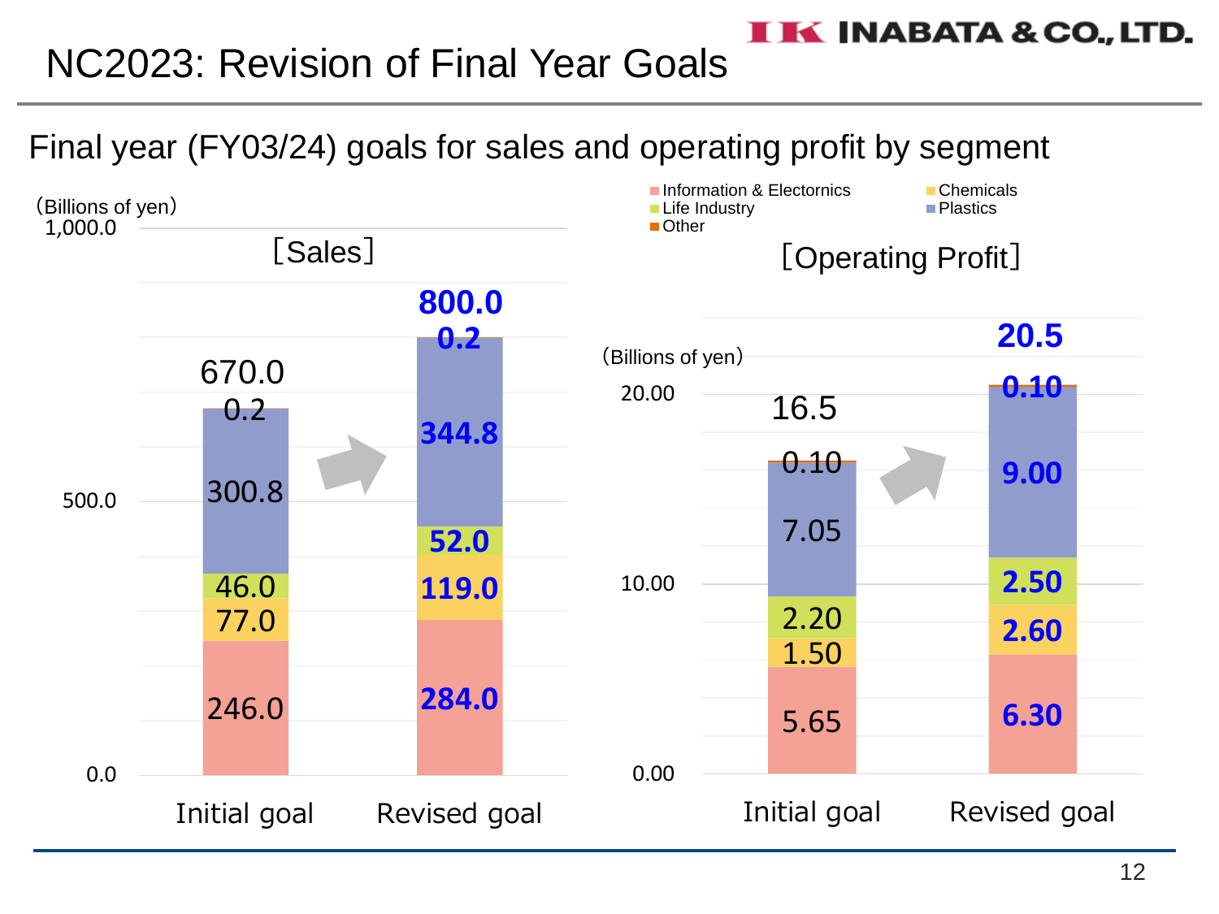# NC2023: Revision of Final Year Goals

## Final year (FY03/24) goals for sales and operating profit by segment

**[Sales]** (Billions of yen)

| Segment | Initial goal | Revised goal |
|---|---|---|
| Information & Electronics | 246.0 | 284.0 |
| Chemicals | 77.0 | 119.0 |
| Life Industry | 46.0 | 52.0 |
| Plastics | 300.8 | 344.8 |
| Other | 0.2 | 0.2 |
| Total | 670.0 | 800.0 |

**[Operating Profit]** (Billions of yen)

| Segment | Initial goal | Revised goal |
|---|---|---|
| Information & Electronics | 5.65 | 6.30 |
| Chemicals | 1.50 | 2.60 |
| Life Industry | 2.20 | 2.50 |
| Plastics | 7.05 | 9.00 |
| Other | 0.10 | 0.10 |
| Total | 16.5 | 20.5 |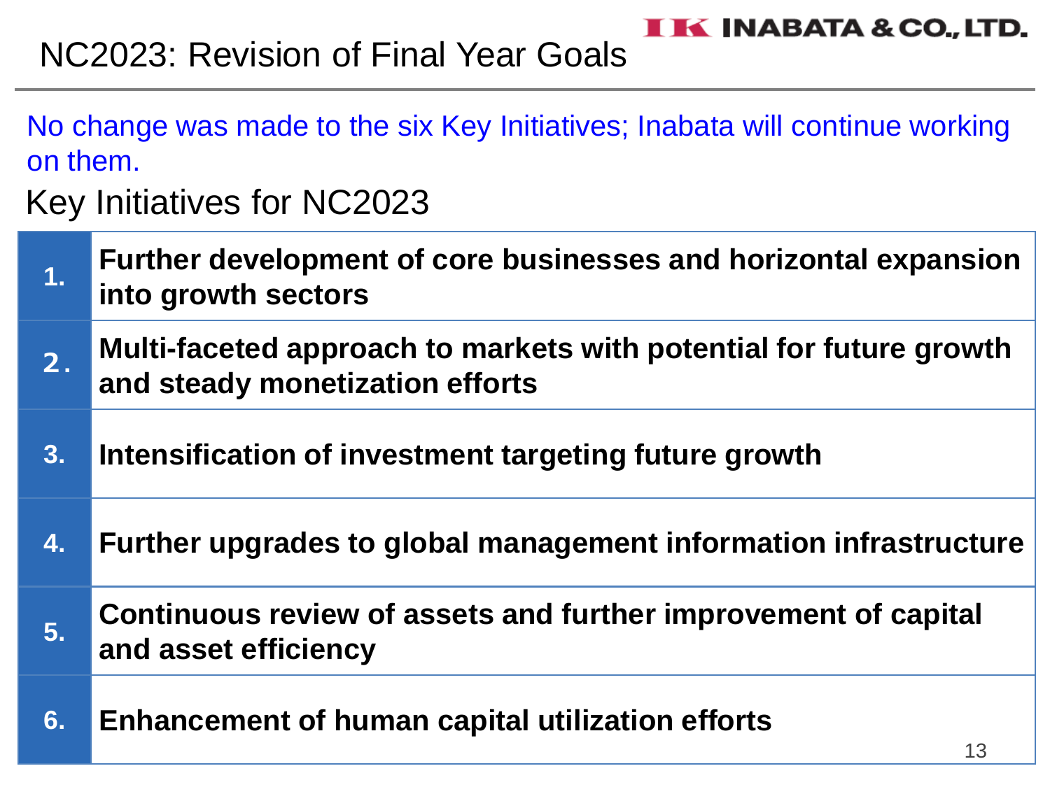# NC2023: Revision of Final Year Goals

No change was made to the six Key Initiatives; Inabata will continue working on them.

## Key Initiatives for NC2023

| | |
|---|---|
| 1. | **Further development of core businesses and horizontal expansion into growth sectors** |
| 2. | **Multi-faceted approach to markets with potential for future growth and steady monetization efforts** |
| 3. | **Intensification of investment targeting future growth** |
| 4. | **Further upgrades to global management information infrastructure** |
| 5. | **Continuous review of assets and further improvement of capital and asset efficiency** |
| 6. | **Enhancement of human capital utilization efforts** |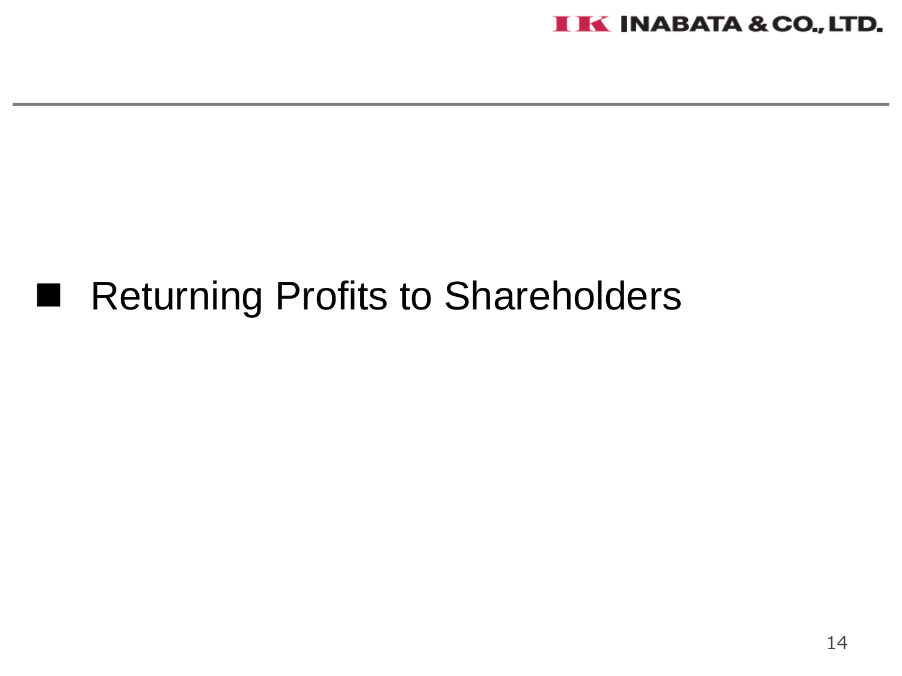## ■ Returning Profits to Shareholders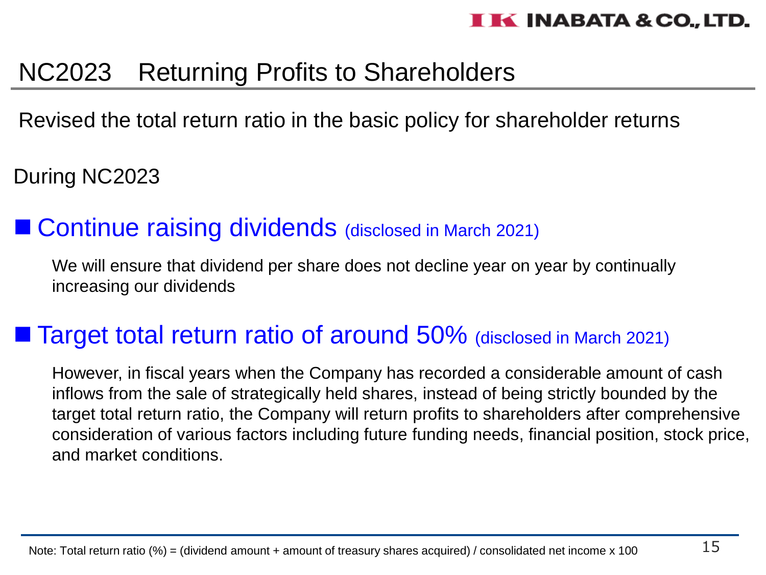# NC2023　Returning Profits to Shareholders

Revised the total return ratio in the basic policy for shareholder returns

During NC2023

## ■ Continue raising dividends (disclosed in March 2021)

We will ensure that dividend per share does not decline year on year by continually increasing our dividends

## ■ Target total return ratio of around 50% (disclosed in March 2021)

However, in fiscal years when the Company has recorded a considerable amount of cash inflows from the sale of strategically held shares, instead of being strictly bounded by the target total return ratio, the Company will return profits to shareholders after comprehensive consideration of various factors including future funding needs, financial position, stock price, and market conditions.

Note: Total return ratio (%) = (dividend amount + amount of treasury shares acquired) / consolidated net income x 100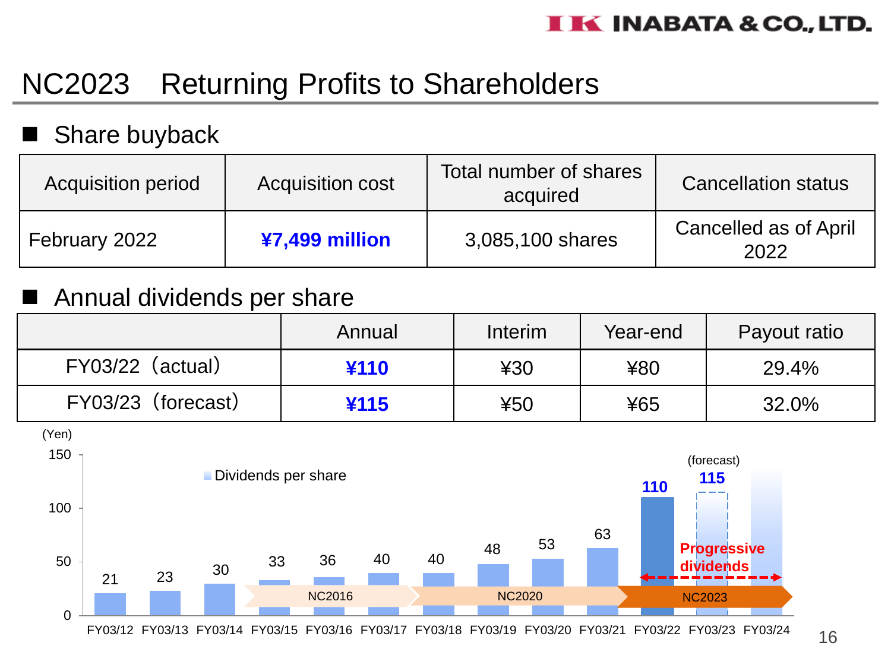# NC2023 Returning Profits to Shareholders

## ■ Share buyback

| Acquisition period | Acquisition cost | Total number of shares acquired | Cancellation status |
|---|---|---|---|
| February 2022 | **¥7,499 million** | 3,085,100 shares | Cancelled as of April 2022 |

## ■ Annual dividends per share

| | Annual | Interim | Year-end | Payout ratio |
|---|---|---|---|---|
| FY03/22（actual） | **¥110** | ¥30 | ¥80 | 29.4% |
| FY03/23（forecast） | **¥115** | ¥50 | ¥65 | 32.0% |

(Yen)

Dividends per share

| FY03/12 | FY03/13 | FY03/14 | FY03/15 | FY03/16 | FY03/17 | FY03/18 | FY03/19 | FY03/20 | FY03/21 | FY03/22 | FY03/23 (forecast) | FY03/24 |
|---|---|---|---|---|---|---|---|---|---|---|---|---|
| 21 | 23 | 30 | 33 | 36 | 40 | 40 | 48 | 53 | 63 | 110 | 115 | |

NC2016 / NC2020 / NC2023

Progressive dividends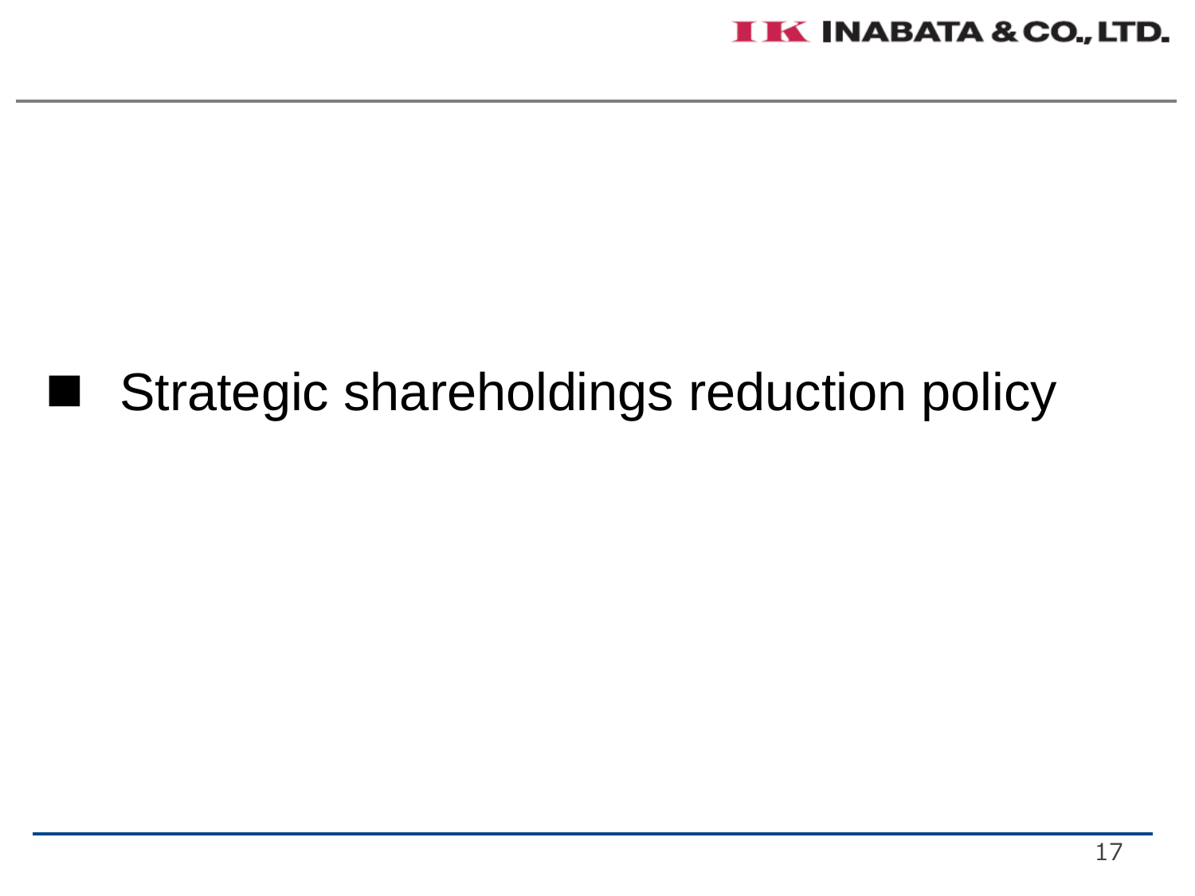## ■ Strategic shareholdings reduction policy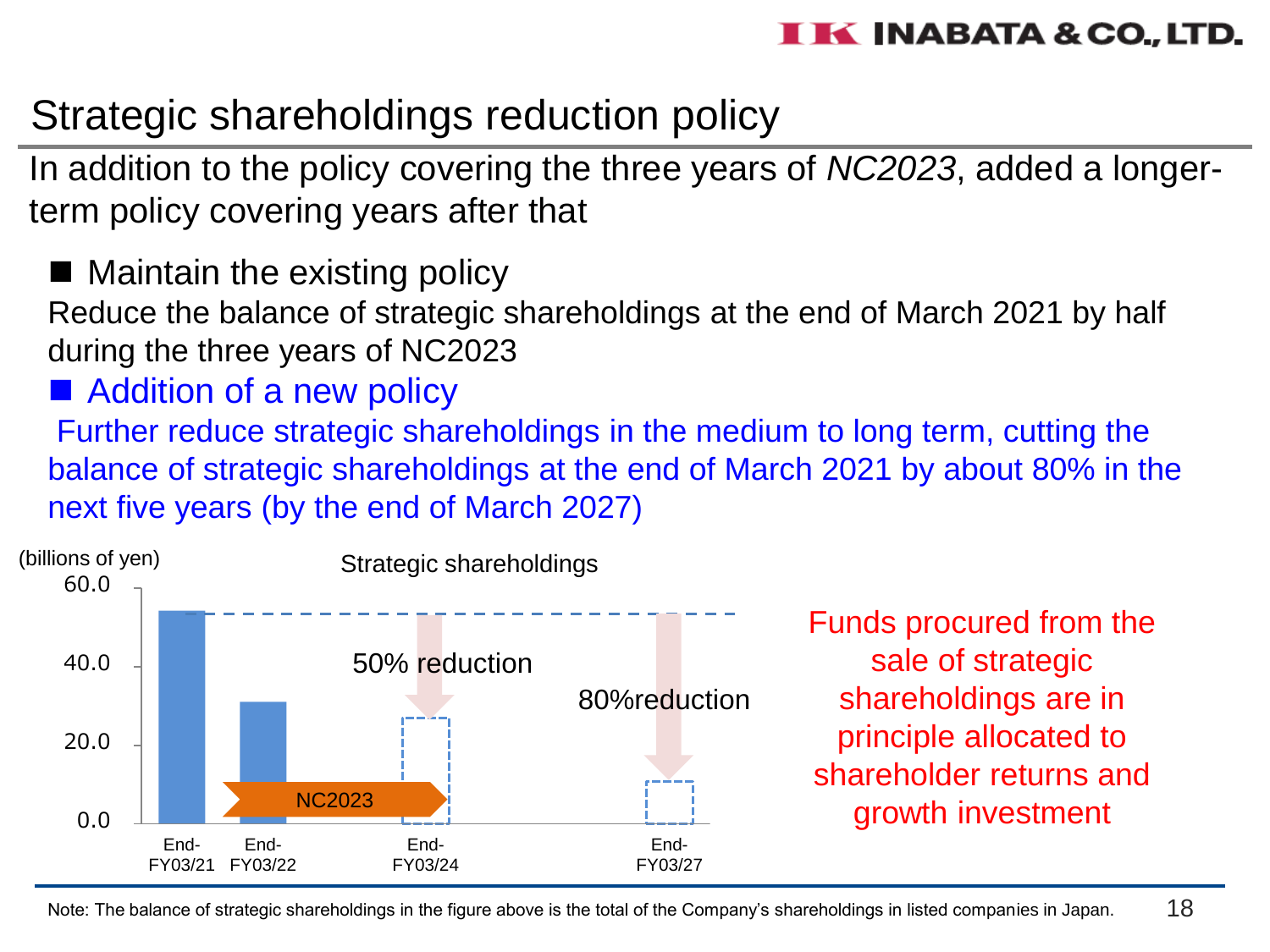# Strategic shareholdings reduction policy

In addition to the policy covering the three years of *NC2023*, added a longer-term policy covering years after that

- **Maintain the existing policy**

Reduce the balance of strategic shareholdings at the end of March 2021 by half during the three years of NC2023

- **Addition of a new policy**

Further reduce strategic shareholdings in the medium to long term, cutting the balance of strategic shareholdings at the end of March 2021 by about 80% in the next five years (by the end of March 2027)

Strategic shareholdings

(billions of yen)

60.0
40.0
20.0
0.0

50% reduction

80%reduction

NC2023

End-FY03/21 End-FY03/22 End-FY03/24 End-FY03/27

Funds procured from the sale of strategic shareholdings are in principle allocated to shareholder returns and growth investment

Note: The balance of strategic shareholdings in the figure above is the total of the Company's shareholdings in listed companies in Japan.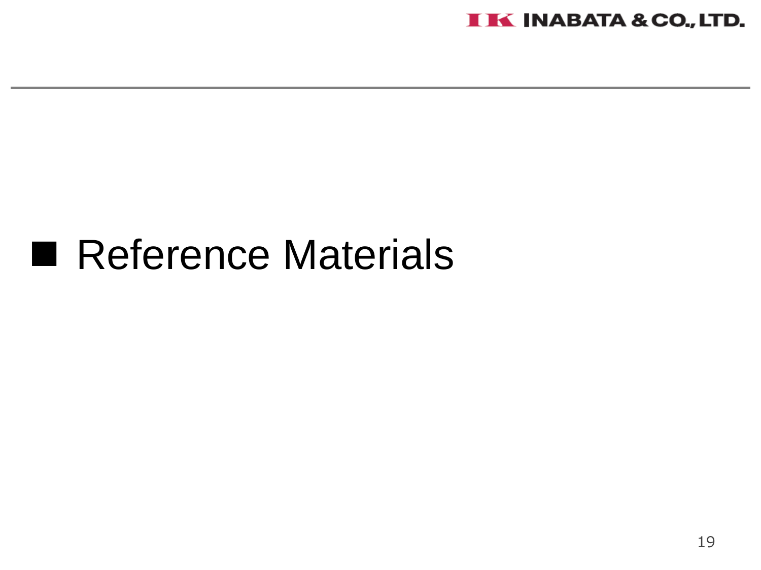## ■ Reference Materials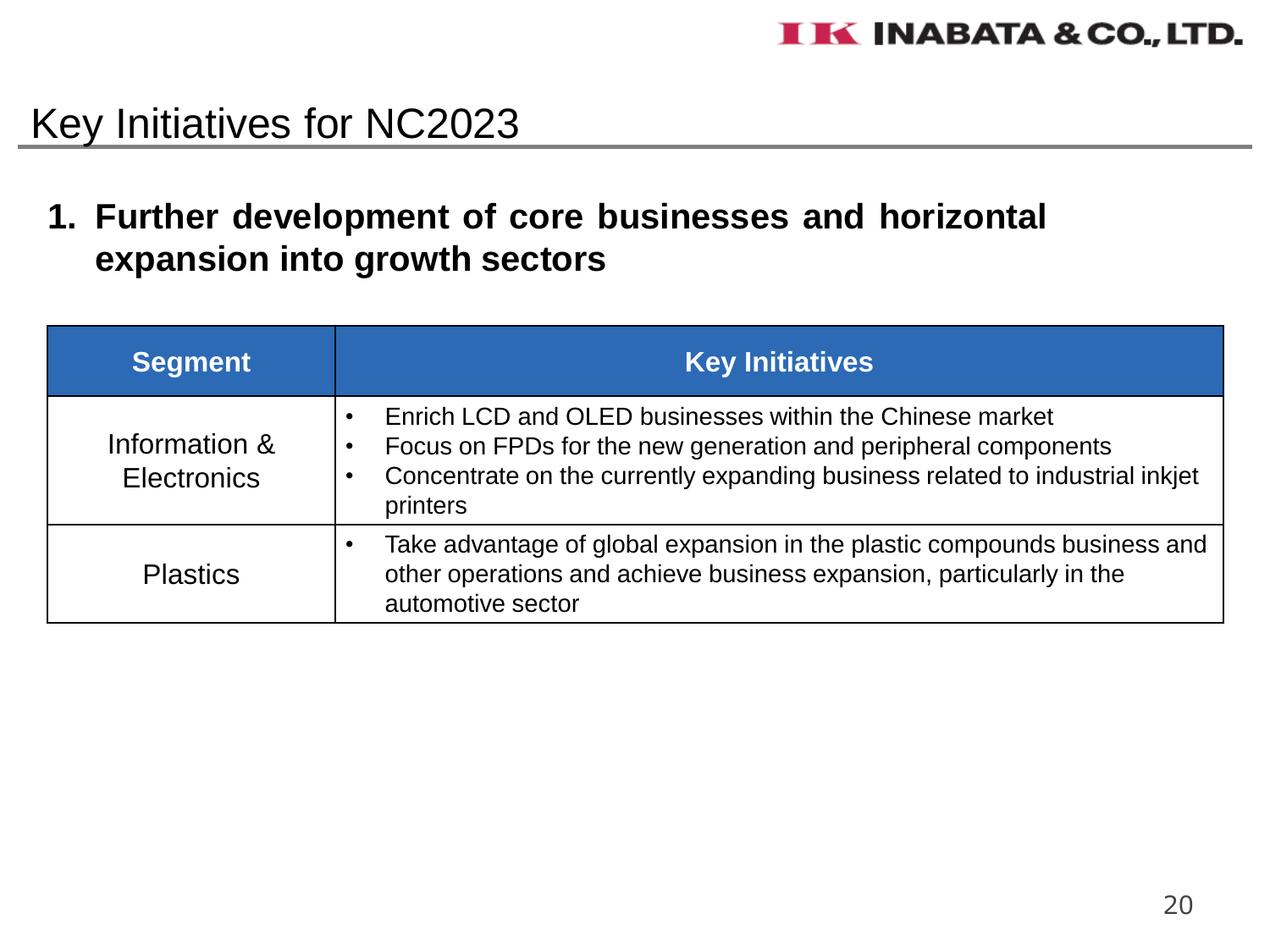# Key Initiatives for NC2023

## 1. Further development of core businesses and horizontal expansion into growth sectors

| Segment | Key Initiatives |
|---|---|
| Information & Electronics | • Enrich LCD and OLED businesses within the Chinese market<br>• Focus on FPDs for the new generation and peripheral components<br>• Concentrate on the currently expanding business related to industrial inkjet printers |
| Plastics | • Take advantage of global expansion in the plastic compounds business and other operations and achieve business expansion, particularly in the automotive sector |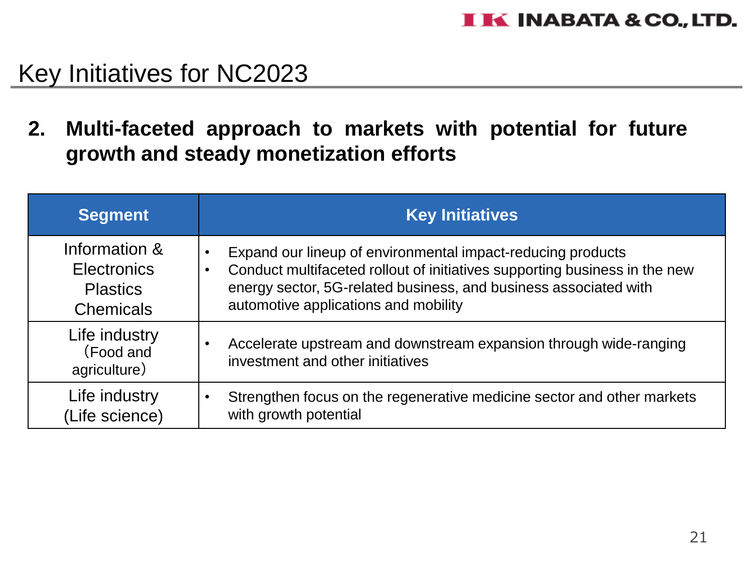# Key Initiatives for NC2023

## 2. Multi-faceted approach to markets with potential for future growth and steady monetization efforts

| Segment | Key Initiatives |
| --- | --- |
| Information & Electronics<br>Plastics<br>Chemicals | • Expand our lineup of environmental impact-reducing products<br>• Conduct multifaceted rollout of initiatives supporting business in the new energy sector, 5G-related business, and business associated with automotive applications and mobility |
| Life industry (Food and agriculture) | • Accelerate upstream and downstream expansion through wide-ranging investment and other initiatives |
| Life industry (Life science) | • Strengthen focus on the regenerative medicine sector and other markets with growth potential |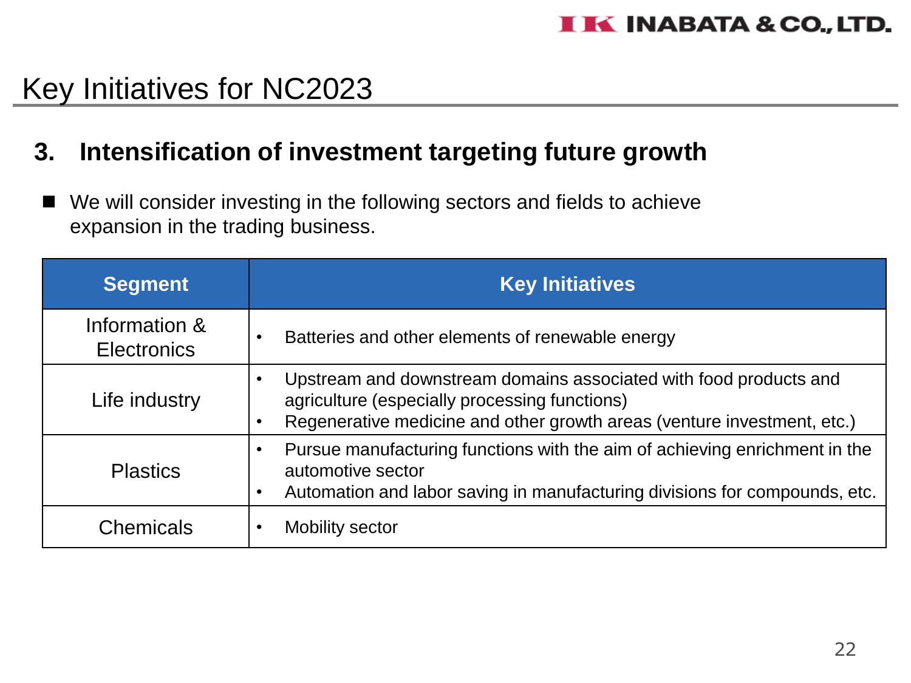# Key Initiatives for NC2023

## 3. Intensification of investment targeting future growth

- We will consider investing in the following sectors and fields to achieve expansion in the trading business.

| Segment | Key Initiatives |
|---|---|
| Information & Electronics | • Batteries and other elements of renewable energy |
| Life industry | • Upstream and downstream domains associated with food products and agriculture (especially processing functions)<br>• Regenerative medicine and other growth areas (venture investment, etc.) |
| Plastics | • Pursue manufacturing functions with the aim of achieving enrichment in the automotive sector<br>• Automation and labor saving in manufacturing divisions for compounds, etc. |
| Chemicals | • Mobility sector |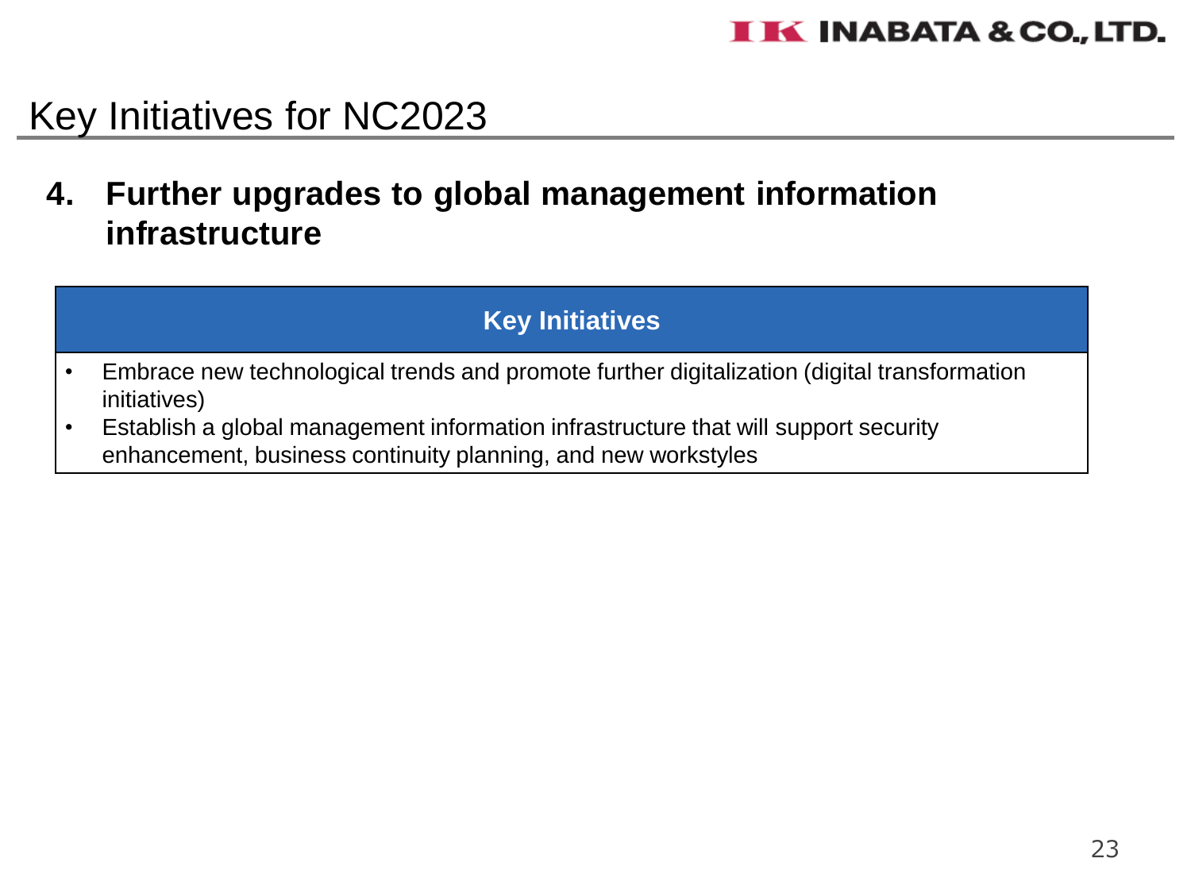# Key Initiatives for NC2023

## 4. Further upgrades to global management information infrastructure

| Key Initiatives |
|---|
| • Embrace new technological trends and promote further digitalization (digital transformation initiatives)<br>• Establish a global management information infrastructure that will support security enhancement, business continuity planning, and new workstyles |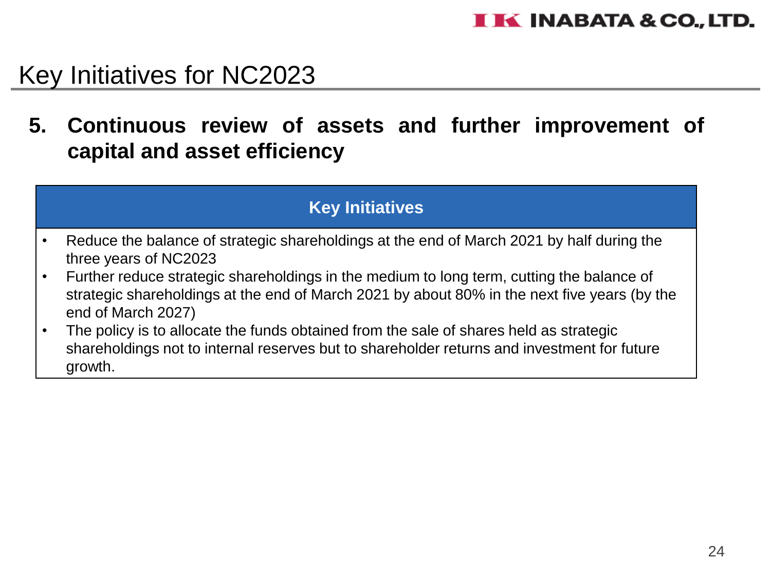# Key Initiatives for NC2023

## 5. Continuous review of assets and further improvement of capital and asset efficiency

| Key Initiatives |
| --- |
| • Reduce the balance of strategic shareholdings at the end of March 2021 by half during the three years of NC2023<br>• Further reduce strategic shareholdings in the medium to long term, cutting the balance of strategic shareholdings at the end of March 2021 by about 80% in the next five years (by the end of March 2027)<br>• The policy is to allocate the funds obtained from the sale of shares held as strategic shareholdings not to internal reserves but to shareholder returns and investment for future growth. |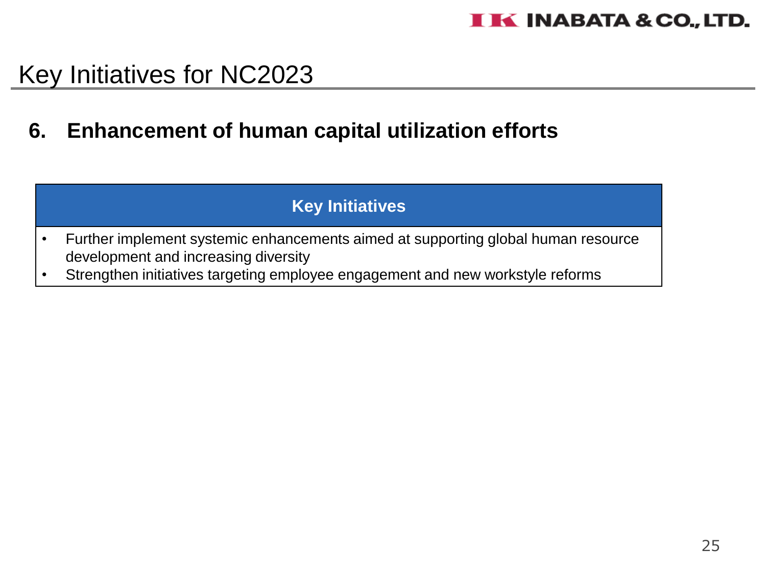# Key Initiatives for NC2023

## 6. Enhancement of human capital utilization efforts

| Key Initiatives |
|---|
| • Further implement systemic enhancements aimed at supporting global human resource development and increasing diversity<br>• Strengthen initiatives targeting employee engagement and new workstyle reforms |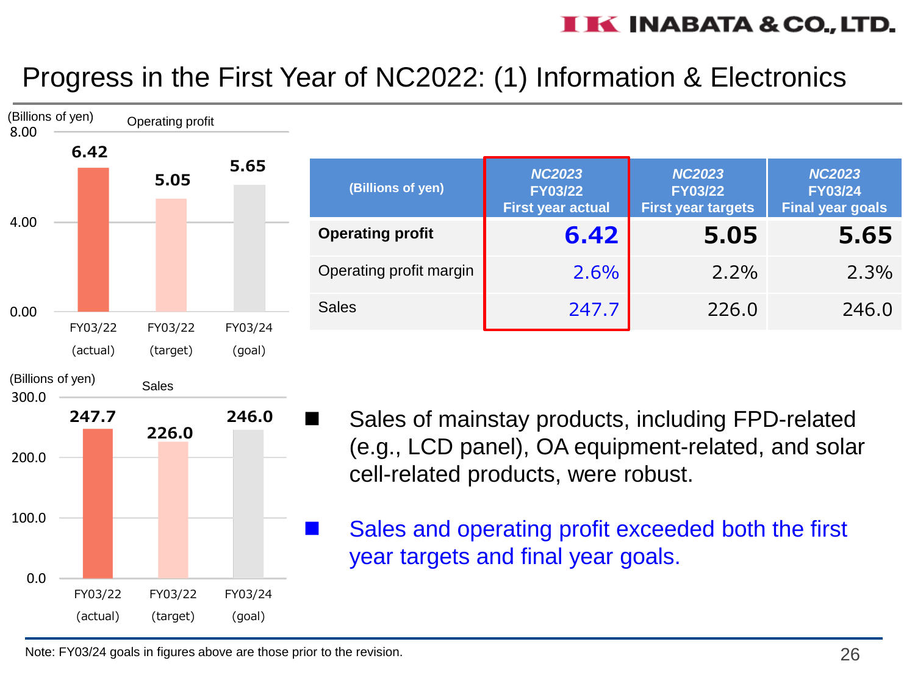# Progress in the First Year of NC2022: (1) Information & Electronics

**Operating profit** (Billions of yen)

| | FY03/22 (actual) | FY03/22 (target) | FY03/24 (goal) |
|---|---|---|---|
| Operating profit | 6.42 | 5.05 | 5.65 |

**Sales** (Billions of yen)

| | FY03/22 (actual) | FY03/22 (target) | FY03/24 (goal) |
|---|---|---|---|
| Sales | 247.7 | 226.0 | 246.0 |

| (Billions of yen) | *NC2023* FY03/22 First year actual | *NC2023* FY03/22 First year targets | *NC2023* FY03/24 Final year goals |
|---|---|---|---|
| **Operating profit** | **6.42** | **5.05** | **5.65** |
| Operating profit margin | 2.6% | 2.2% | 2.3% |
| Sales | 247.7 | 226.0 | 246.0 |

- Sales of mainstay products, including FPD-related (e.g., LCD panel), OA equipment-related, and solar cell-related products, were robust.
- Sales and operating profit exceeded both the first year targets and final year goals.

Note: FY03/24 goals in figures above are those prior to the revision.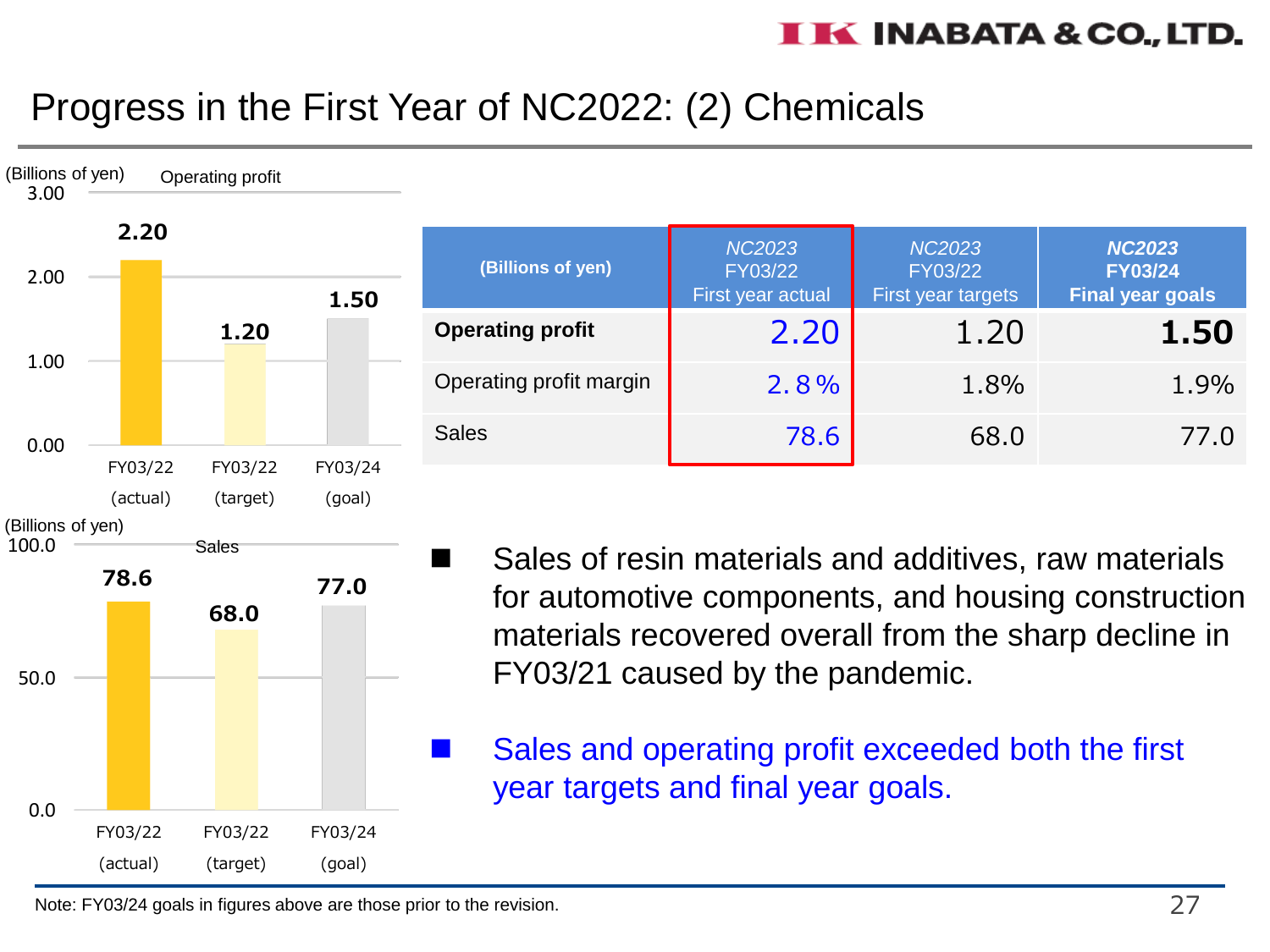# Progress in the First Year of NC2022: (2) Chemicals

Operating profit (Billions of yen)

| | FY03/22 (actual) | FY03/22 (target) | FY03/24 (goal) |
|---|---|---|---|
| Operating profit | 2.20 | 1.20 | 1.50 |

Sales (Billions of yen)

| | FY03/22 (actual) | FY03/22 (target) | FY03/24 (goal) |
|---|---|---|---|
| Sales | 78.6 | 68.0 | 77.0 |

| (Billions of yen) | *NC2023* FY03/22 First year actual | *NC2023* FY03/22 First year targets | ***NC2023* FY03/24 Final year goals** |
|---|---|---|---|
| **Operating profit** | 2.20 | 1.20 | **1.50** |
| Operating profit margin | 2.8% | 1.8% | 1.9% |
| Sales | 78.6 | 68.0 | 77.0 |

- Sales of resin materials and additives, raw materials for automotive components, and housing construction materials recovered overall from the sharp decline in FY03/21 caused by the pandemic.
- Sales and operating profit exceeded both the first year targets and final year goals.

Note: FY03/24 goals in figures above are those prior to the revision.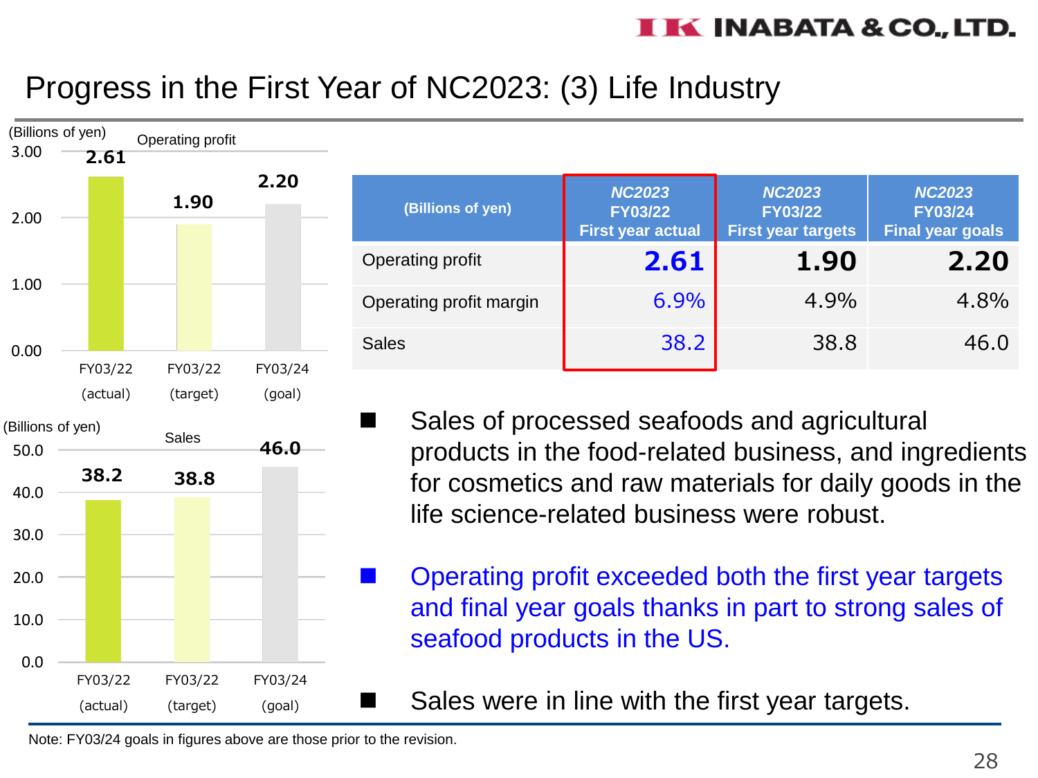# Progress in the First Year of NC2023: (3) Life Industry

**Operating profit** (Billions of yen)

| | FY03/22 (actual) | FY03/22 (target) | FY03/24 (goal) |
|---|---|---|---|
| Operating profit | 2.61 | 1.90 | 2.20 |

**Sales** (Billions of yen)

| | FY03/22 (actual) | FY03/22 (target) | FY03/24 (goal) |
|---|---|---|---|
| Sales | 38.2 | 38.8 | 46.0 |

| (Billions of yen) | *NC2023* FY03/22 First year actual | *NC2023* FY03/22 First year targets | *NC2023* FY03/24 Final year goals |
|---|---|---|---|
| Operating profit | **2.61** | **1.90** | **2.20** |
| Operating profit margin | 6.9% | 4.9% | 4.8% |
| Sales | 38.2 | 38.8 | 46.0 |

- Sales of processed seafoods and agricultural products in the food-related business, and ingredients for cosmetics and raw materials for daily goods in the life science-related business were robust.
- Operating profit exceeded both the first year targets and final year goals thanks in part to strong sales of seafood products in the US.
- Sales were in line with the first year targets.

Note: FY03/24 goals in figures above are those prior to the revision.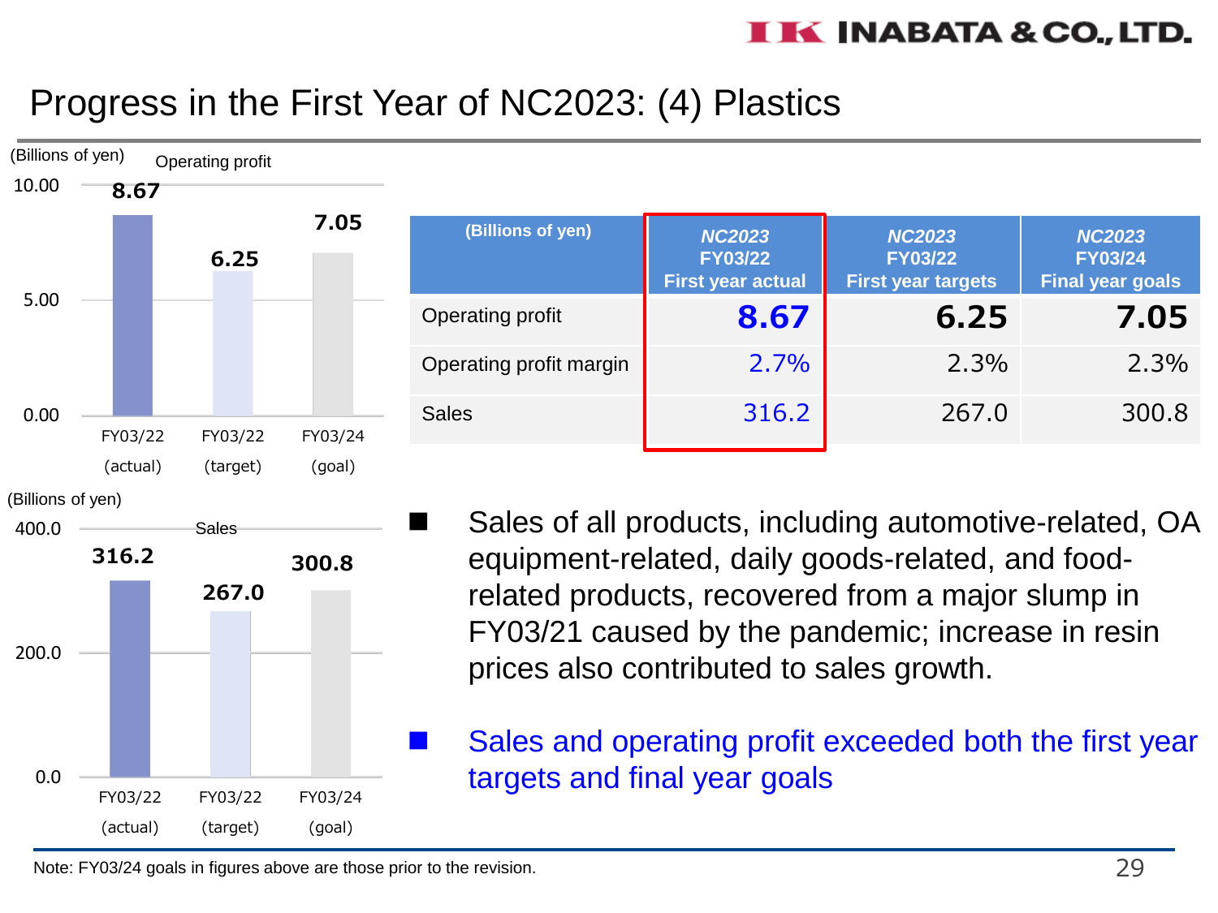# Progress in the First Year of NC2023: (4) Plastics

**Operating profit** (Billions of yen)

| | FY03/22 (actual) | FY03/22 (target) | FY03/24 (goal) |
|---|---|---|---|
| Operating profit | 8.67 | 6.25 | 7.05 |

**Sales** (Billions of yen)

| | FY03/22 (actual) | FY03/22 (target) | FY03/24 (goal) |
|---|---|---|---|
| Sales | 316.2 | 267.0 | 300.8 |

| (Billions of yen) | *NC2023* FY03/22 First year actual | *NC2023* FY03/22 First year targets | *NC2023* FY03/24 Final year goals |
|---|---|---|---|
| Operating profit | **8.67** | **6.25** | **7.05** |
| Operating profit margin | 2.7% | 2.3% | 2.3% |
| Sales | 316.2 | 267.0 | 300.8 |

- Sales of all products, including automotive-related, OA equipment-related, daily goods-related, and food-related products, recovered from a major slump in FY03/21 caused by the pandemic; increase in resin prices also contributed to sales growth.
- Sales and operating profit exceeded both the first year targets and final year goals

Note: FY03/24 goals in figures above are those prior to the revision.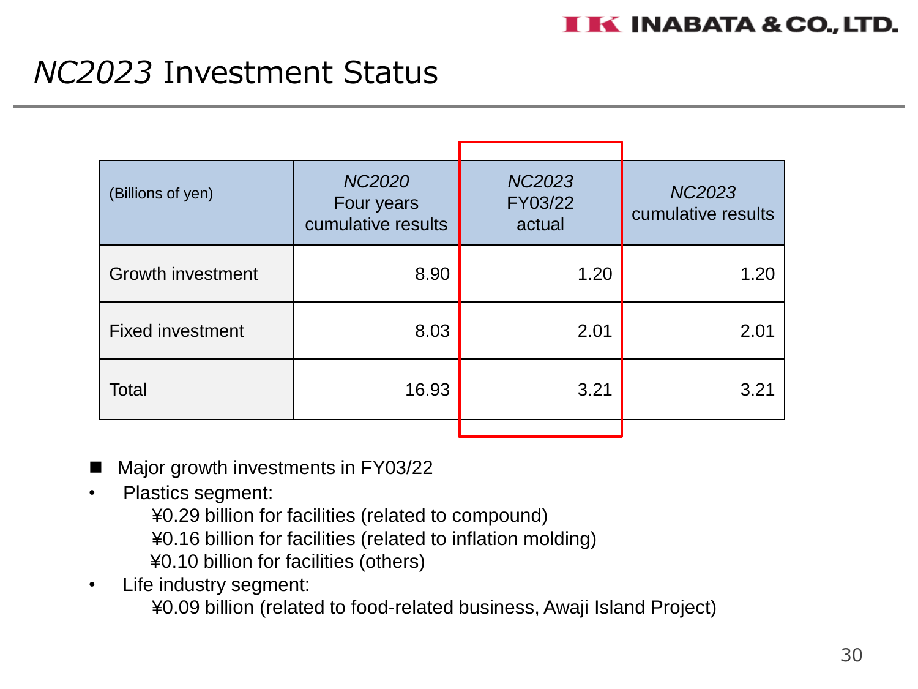# *NC2023* Investment Status

| (Billions of yen) | *NC2020* Four years cumulative results | *NC2023* FY03/22 actual | *NC2023* cumulative results |
|---|---|---|---|
| Growth investment | 8.90 | 1.20 | 1.20 |
| Fixed investment | 8.03 | 2.01 | 2.01 |
| Total | 16.93 | 3.21 | 3.21 |

- Major growth investments in FY03/22
  - Plastics segment:
    - ¥0.29 billion for facilities (related to compound)
    - ¥0.16 billion for facilities (related to inflation molding)
    - ¥0.10 billion for facilities (others)
  - Life industry segment:
    - ¥0.09 billion (related to food-related business, Awaji Island Project)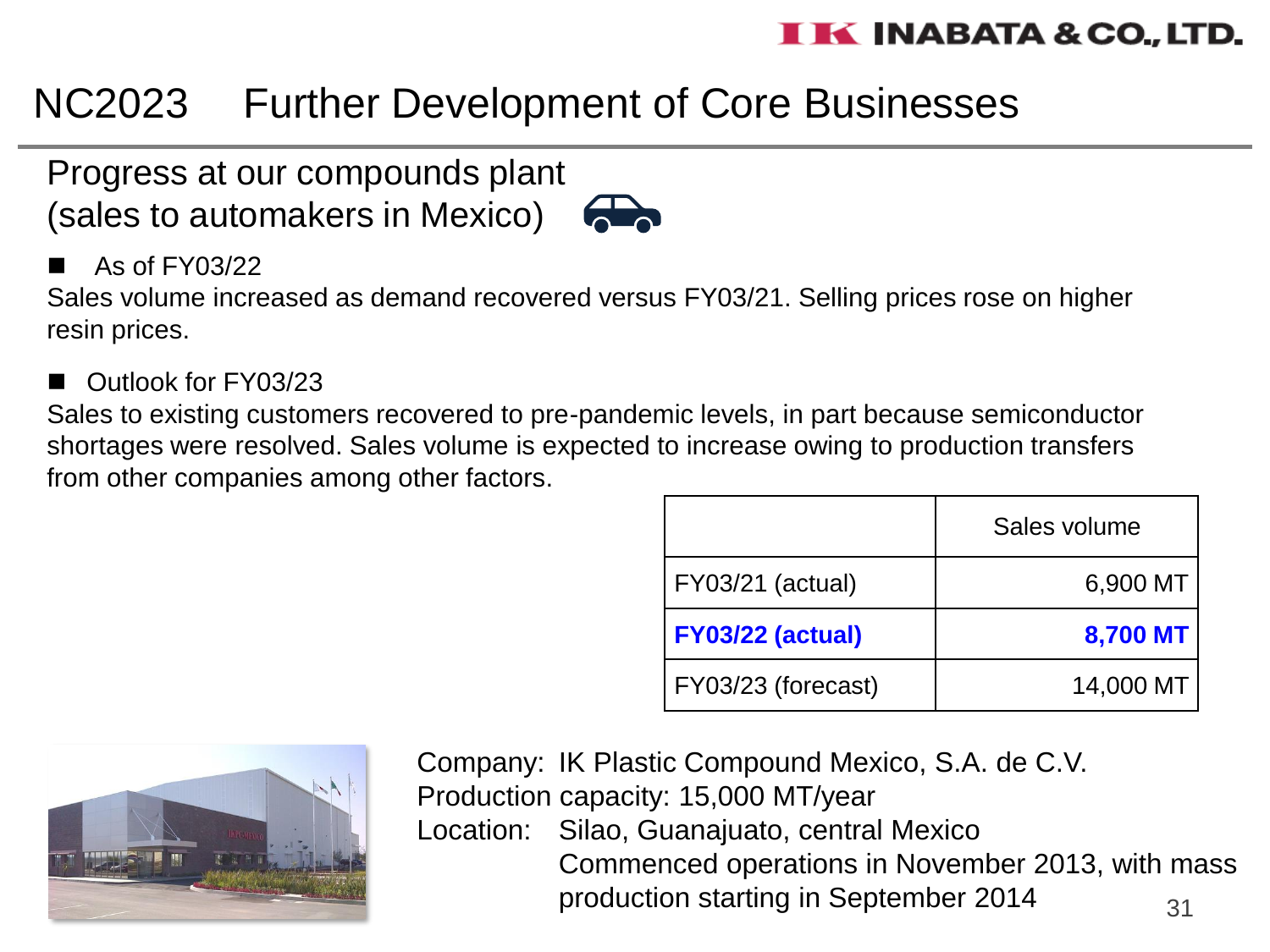# NC2023 Further Development of Core Businesses

## Progress at our compounds plant (sales to automakers in Mexico)

- As of FY03/22

Sales volume increased as demand recovered versus FY03/21. Selling prices rose on higher resin prices.

- Outlook for FY03/23

Sales to existing customers recovered to pre-pandemic levels, in part because semiconductor shortages were resolved. Sales volume is expected to increase owing to production transfers from other companies among other factors.

| | Sales volume |
|---|---|
| FY03/21 (actual) | 6,900 MT |
| **FY03/22 (actual)** | **8,700 MT** |
| FY03/23 (forecast) | 14,000 MT |

Company: IK Plastic Compound Mexico, S.A. de C.V.
Production capacity: 15,000 MT/year
Location: Silao, Guanajuato, central Mexico
Commenced operations in November 2013, with mass production starting in September 2014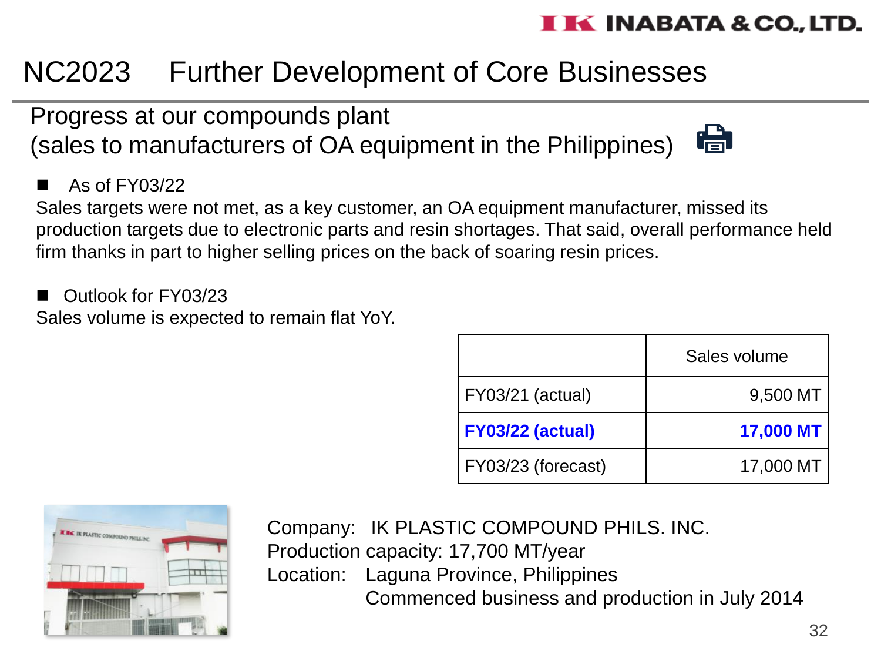# NC2023 Further Development of Core Businesses

## Progress at our compounds plant (sales to manufacturers of OA equipment in the Philippines)

- **As of FY03/22**

Sales targets were not met, as a key customer, an OA equipment manufacturer, missed its production targets due to electronic parts and resin shortages. That said, overall performance held firm thanks in part to higher selling prices on the back of soaring resin prices.

- **Outlook for FY03/23**

Sales volume is expected to remain flat YoY.

| | Sales volume |
|---|---|
| FY03/21 (actual) | 9,500 MT |
| **FY03/22 (actual)** | **17,000 MT** |
| FY03/23 (forecast) | 17,000 MT |

Company: IK PLASTIC COMPOUND PHILS. INC.
Production capacity: 17,700 MT/year
Location: Laguna Province, Philippines
Commenced business and production in July 2014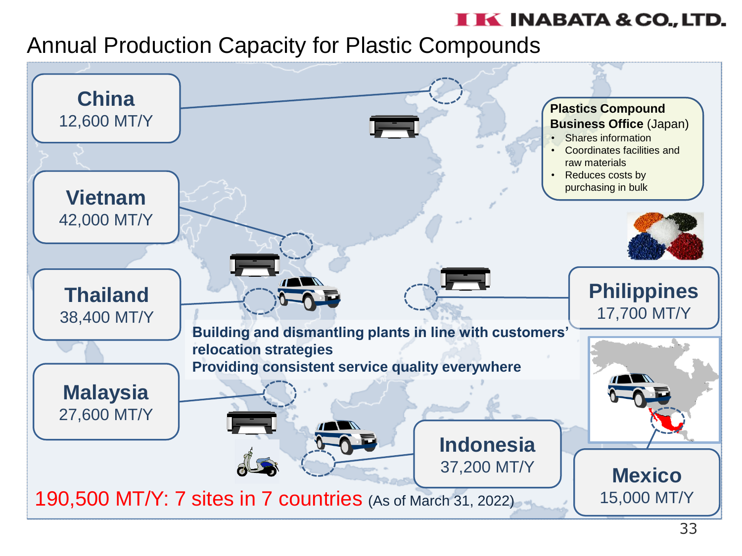# Annual Production Capacity for Plastic Compounds

**China**
12,600 MT/Y

**Vietnam**
42,000 MT/Y

**Thailand**
38,400 MT/Y

**Malaysia**
27,600 MT/Y

**Philippines**
17,700 MT/Y

**Indonesia**
37,200 MT/Y

**Mexico**
15,000 MT/Y

**Plastics Compound Business Office** (Japan)

- Shares information
- Coordinates facilities and raw materials
- Reduces costs by purchasing in bulk

**Building and dismantling plants in line with customers' relocation strategies**
**Providing consistent service quality everywhere**

190,500 MT/Y: 7 sites in 7 countries (As of March 31, 2022)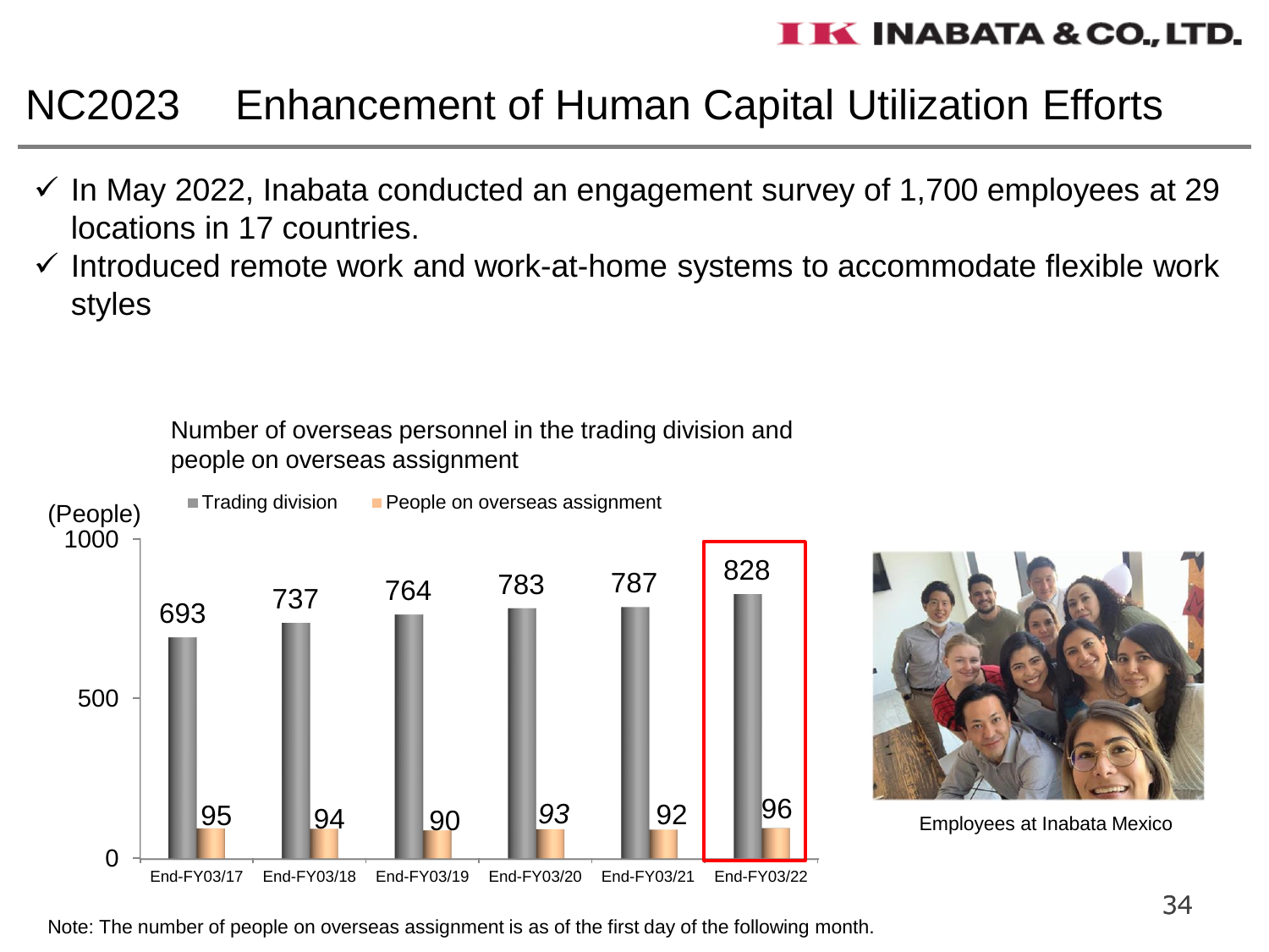# NC2023 Enhancement of Human Capital Utilization Efforts

- ✓ In May 2022, Inabata conducted an engagement survey of 1,700 employees at 29 locations in 17 countries.
- ✓ Introduced remote work and work-at-home systems to accommodate flexible work styles

Number of overseas personnel in the trading division and people on overseas assignment

(People)

| | Trading division | People on overseas assignment |
|---|---|---|
| End-FY03/17 | 693 | 95 |
| End-FY03/18 | 737 | 94 |
| End-FY03/19 | 764 | 90 |
| End-FY03/20 | 783 | 93 |
| End-FY03/21 | 787 | 92 |
| End-FY03/22 | 828 | 96 |

Employees at Inabata Mexico

Note: The number of people on overseas assignment is as of the first day of the following month.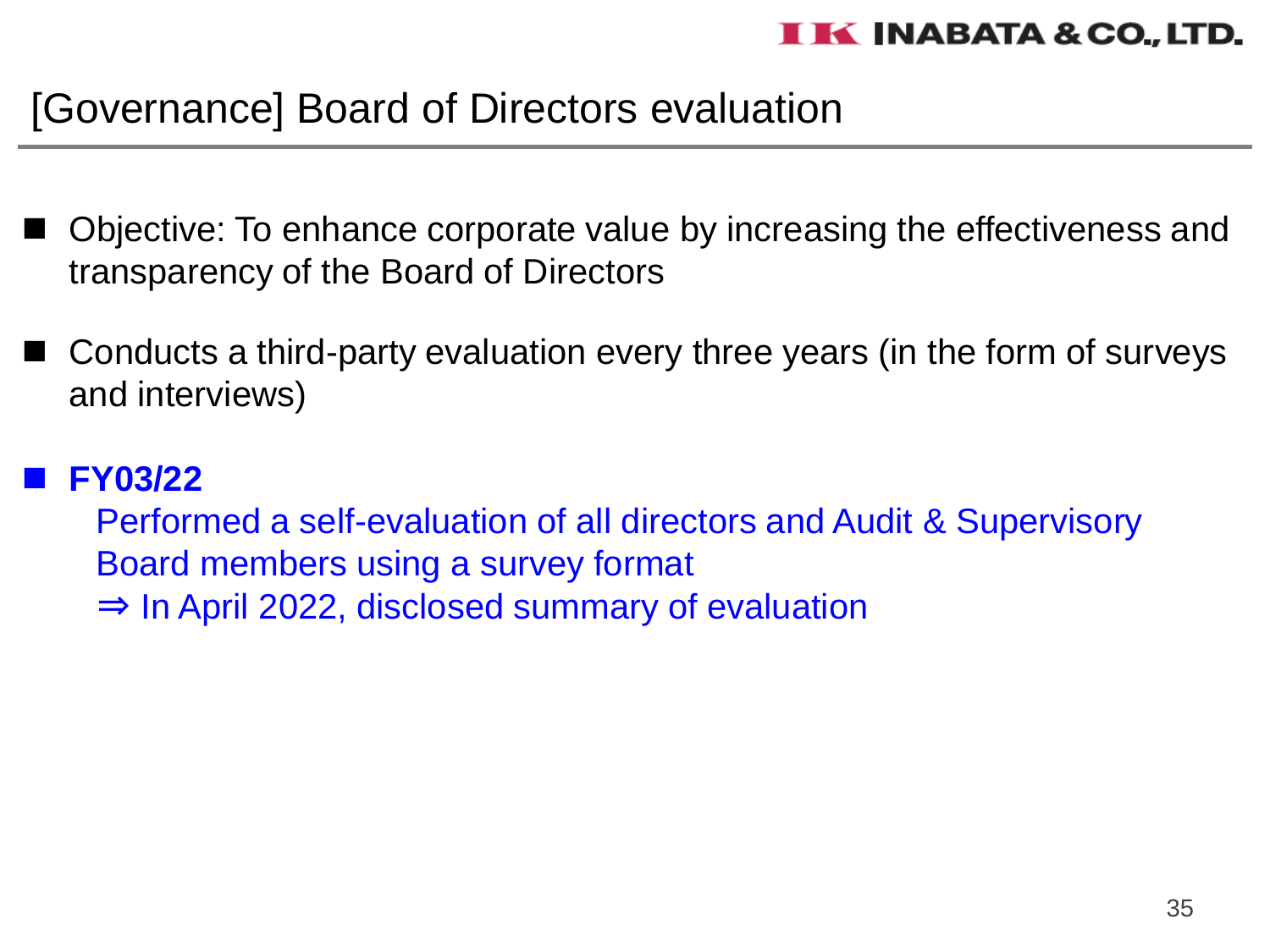# [Governance] Board of Directors evaluation

- Objective: To enhance corporate value by increasing the effectiveness and transparency of the Board of Directors

- Conducts a third-party evaluation every three years (in the form of surveys and interviews)

- **FY03/22**

  Performed a self-evaluation of all directors and Audit & Supervisory Board members using a survey format

  ⇒ In April 2022, disclosed summary of evaluation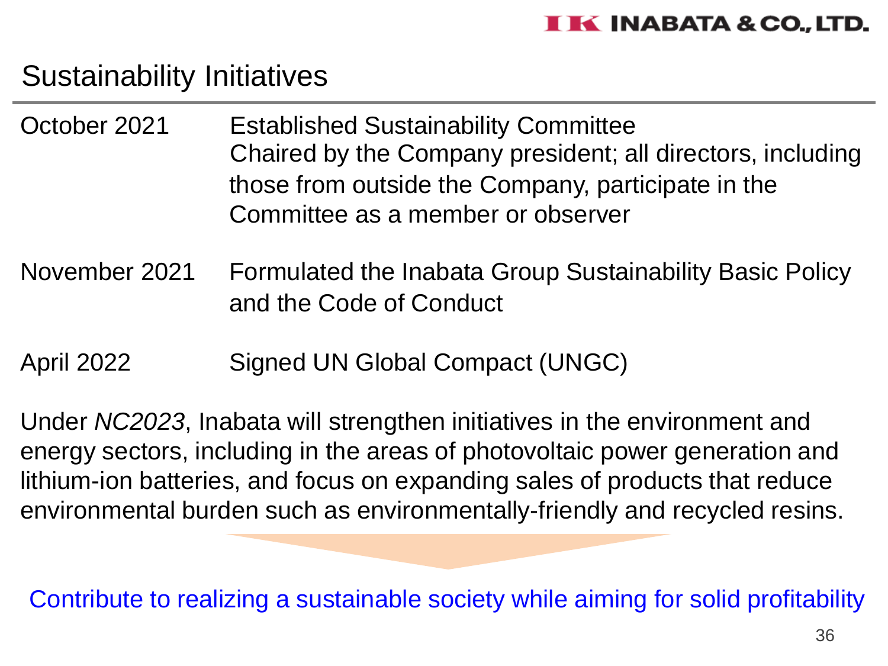# Sustainability Initiatives

| | |
|---|---|
| October 2021 | Established Sustainability Committee<br>Chaired by the Company president; all directors, including those from outside the Company, participate in the Committee as a member or observer |
| November 2021 | Formulated the Inabata Group Sustainability Basic Policy and the Code of Conduct |
| April 2022 | Signed UN Global Compact (UNGC) |

Under *NC2023*, Inabata will strengthen initiatives in the environment and energy sectors, including in the areas of photovoltaic power generation and lithium-ion batteries, and focus on expanding sales of products that reduce environmental burden such as environmentally-friendly and recycled resins.

Contribute to realizing a sustainable society while aiming for solid profitability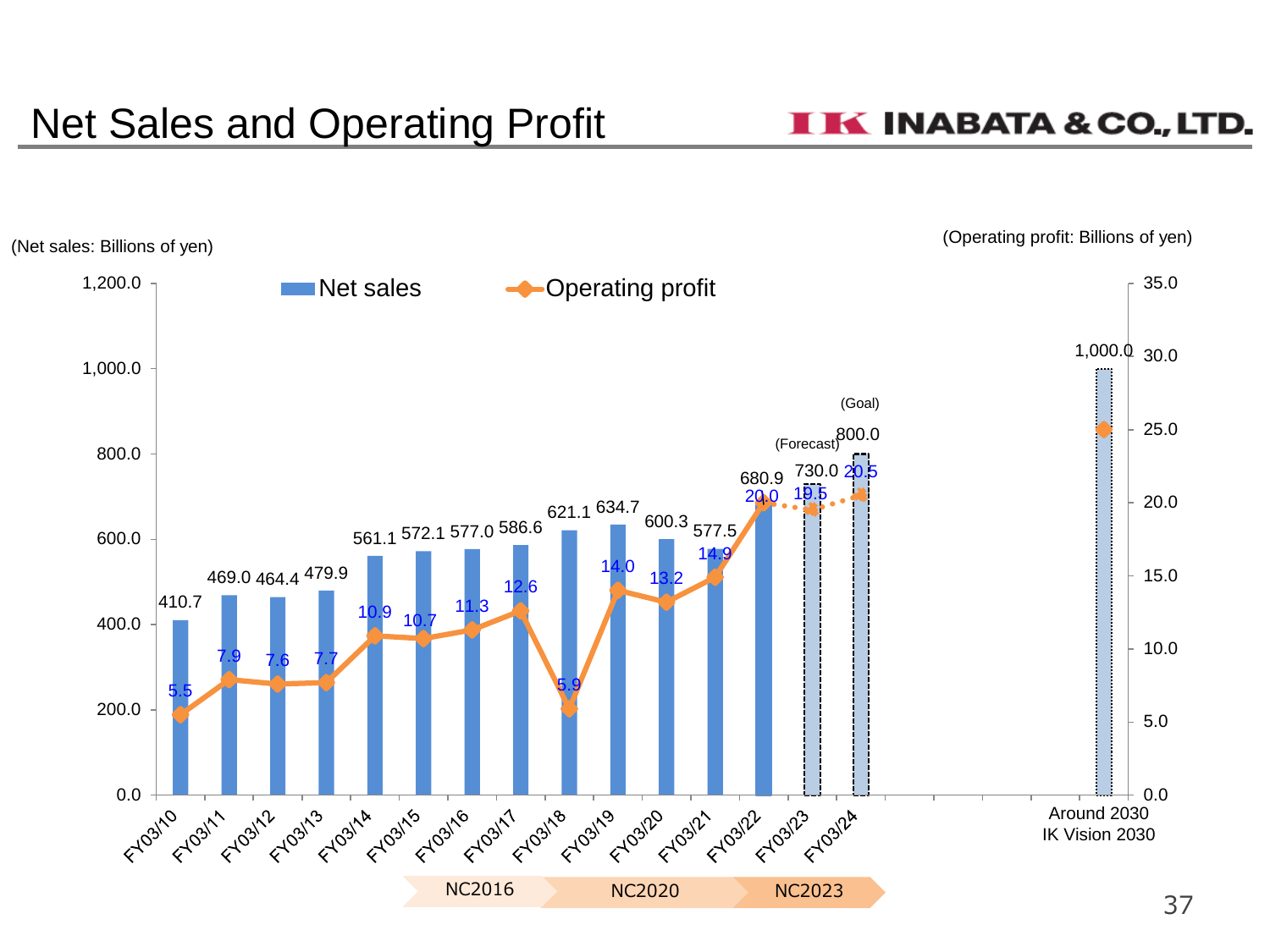# Net Sales and Operating Profit

INABATA & CO., LTD.

(Net sales: Billions of yen) (Operating profit: Billions of yen)

| Fiscal year | Net sales | Operating profit |
|---|---|---|
| FY03/10 | 410.7 | 5.5 |
| FY03/11 | 469.0 | 7.9 |
| FY03/12 | 464.4 | 7.6 |
| FY03/13 | 479.9 | 7.7 |
| FY03/14 | 561.1 | 10.9 |
| FY03/15 | 572.1 | 10.7 |
| FY03/16 | 577.0 | 11.3 |
| FY03/17 | 586.6 | 12.6 |
| FY03/18 | 621.1 | 5.9 |
| FY03/19 | 634.7 | 14.0 |
| FY03/20 | 600.3 | 13.2 |
| FY03/21 | 577.5 | 14.9 |
| FY03/22 | 680.9 | 20.0 |
| FY03/23 (Forecast) | 730.0 | 19.5 |
| FY03/24 (Goal) | 800.0 | 20.5 |
| Around 2030 IK Vision 2030 | 1,000.0 | |

Medium-term plans: NC2016 (FY03/15–FY03/17), NC2020 (FY03/18–FY03/21), NC2023 (FY03/22–FY03/24)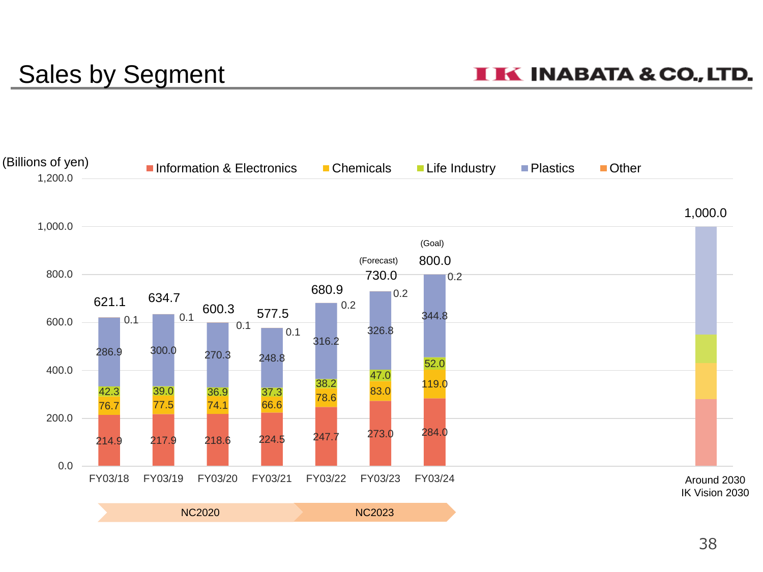# Sales by Segment

INABATA & CO., LTD.

(Billions of yen)

| Segment | FY03/18 | FY03/19 | FY03/20 | FY03/21 | FY03/22 | FY03/23 (Forecast) | FY03/24 (Goal) | Around 2030 IK Vision 2030 |
|---|---|---|---|---|---|---|---|---|
| Information & Electronics | 214.9 | 217.9 | 218.6 | 224.5 | 247.7 | 273.0 | 284.0 | |
| Chemicals | 76.7 | 77.5 | 74.1 | 66.6 | 78.6 | 83.0 | 119.0 | |
| Life Industry | 42.3 | 39.0 | 36.9 | 37.3 | 38.2 | 47.0 | 52.0 | |
| Plastics | 286.9 | 300.0 | 270.3 | 248.8 | 316.2 | 326.8 | 344.8 | |
| Other | 0.1 | 0.1 | 0.1 | 0.1 | 0.2 | 0.2 | 0.2 | |
| Total | 621.1 | 634.7 | 600.3 | 577.5 | 680.9 | 730.0 | 800.0 | 1,000.0 |

NC2020: FY03/18 – FY03/21
NC2023: FY03/22 – FY03/24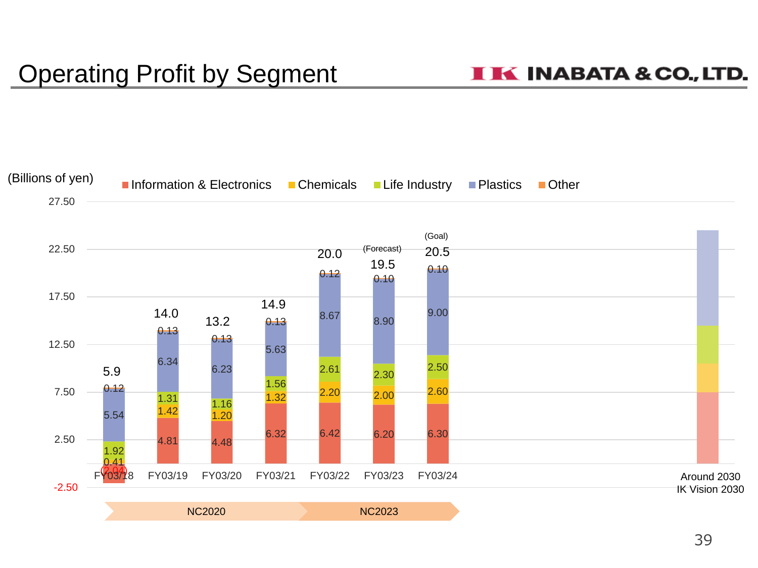# Operating Profit by Segment

(Billions of yen)

| Segment | FY03/18 | FY03/19 | FY03/20 | FY03/21 | FY03/22 | FY03/23 (Forecast) | FY03/24 (Goal) |
|---|---|---|---|---|---|---|---|
| Information & Electronics | (2.04) | 4.81 | 4.48 | 6.32 | 6.42 | 6.20 | 6.30 |
| Chemicals | 0.41 | 1.42 | 1.20 | 1.32 | 2.20 | 2.00 | 2.60 |
| Life Industry | 1.92 | 1.31 | 1.16 | 1.56 | 2.61 | 2.30 | 2.50 |
| Plastics | 5.54 | 6.34 | 6.23 | 5.63 | 8.67 | 8.90 | 9.00 |
| Other | 0.12 | 0.13 | 0.13 | 0.13 | 0.12 | 0.10 | 0.10 |
| Total | 5.9 | 14.0 | 13.2 | 14.9 | 20.0 | 19.5 | 20.5 |

NC2020 (FY03/18–FY03/21) / NC2023 (FY03/22–FY03/24)

Around 2030
IK Vision 2030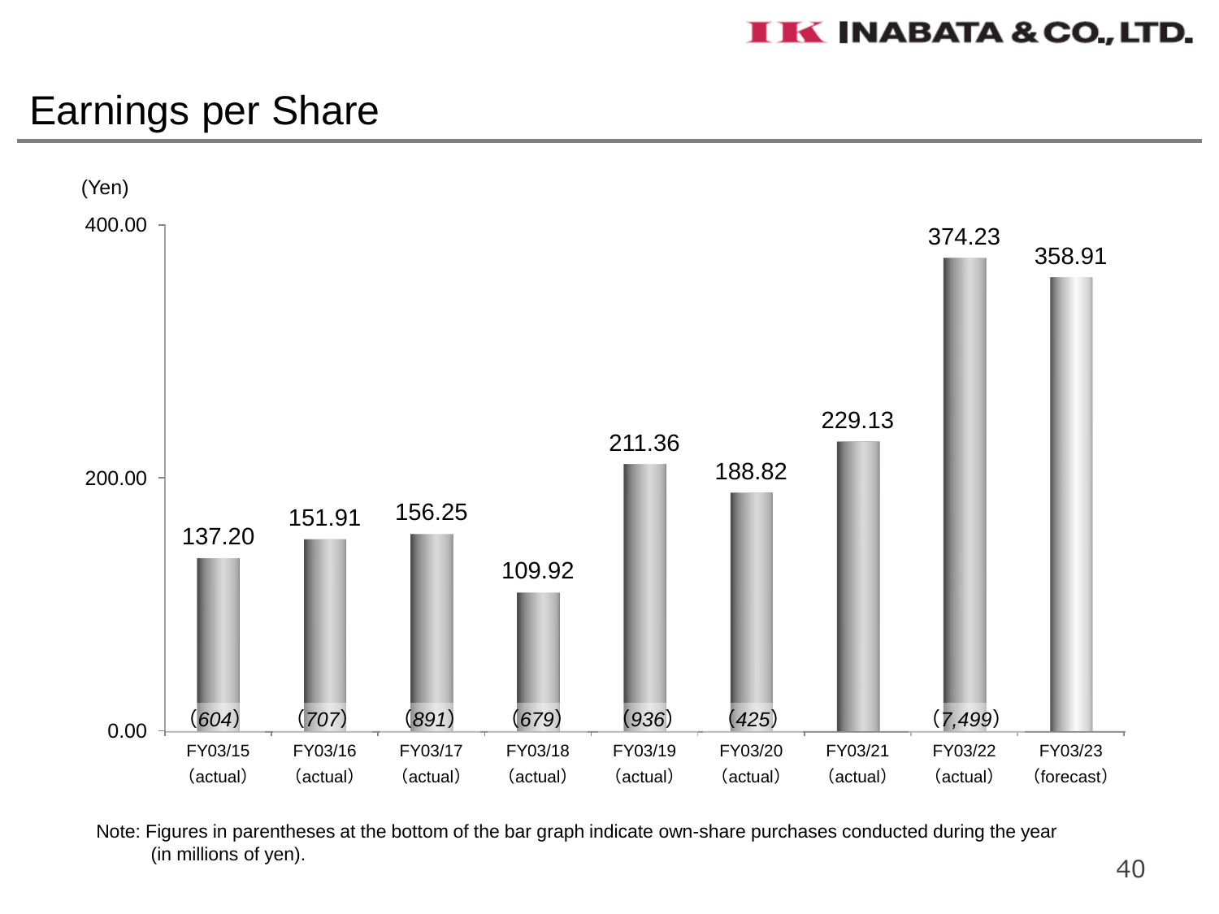# Earnings per Share

(Yen)

| Fiscal Year | EPS (Yen) | Own-share purchases (millions of yen) |
|---|---|---|
| FY03/15 (actual) | 137.20 | (604) |
| FY03/16 (actual) | 151.91 | (707) |
| FY03/17 (actual) | 156.25 | (891) |
| FY03/18 (actual) | 109.92 | (679) |
| FY03/19 (actual) | 211.36 | (936) |
| FY03/20 (actual) | 188.82 | (425) |
| FY03/21 (actual) | 229.13 | |
| FY03/22 (actual) | 374.23 | (7,499) |
| FY03/23 (forecast) | 358.91 | |

Note: Figures in parentheses at the bottom of the bar graph indicate own-share purchases conducted during the year (in millions of yen).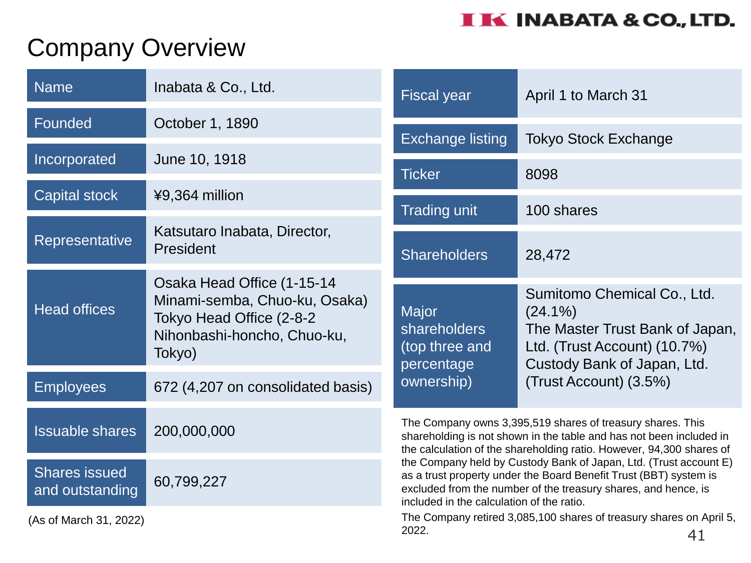# Company Overview

| | |
|---|---|
| Name | Inabata & Co., Ltd. |
| Founded | October 1, 1890 |
| Incorporated | June 10, 1918 |
| Capital stock | ¥9,364 million |
| Representative | Katsutaro Inabata, Director, President |
| Head offices | Osaka Head Office (1-15-14 Minami-semba, Chuo-ku, Osaka) Tokyo Head Office (2-8-2 Nihonbashi-honcho, Chuo-ku, Tokyo) |
| Employees | 672 (4,207 on consolidated basis) |
| Issuable shares | 200,000,000 |
| Shares issued and outstanding | 60,799,227 |

(As of March 31, 2022)

| | |
|---|---|
| Fiscal year | April 1 to March 31 |
| Exchange listing | Tokyo Stock Exchange |
| Ticker | 8098 |
| Trading unit | 100 shares |
| Shareholders | 28,472 |
| Major shareholders (top three and percentage ownership) | Sumitomo Chemical Co., Ltd. (24.1%) The Master Trust Bank of Japan, Ltd. (Trust Account) (10.7%) Custody Bank of Japan, Ltd. (Trust Account) (3.5%) |

The Company owns 3,395,519 shares of treasury shares. This shareholding is not shown in the table and has not been included in the calculation of the shareholding ratio. However, 94,300 shares of the Company held by Custody Bank of Japan, Ltd. (Trust account E) as a trust property under the Board Benefit Trust (BBT) system is excluded from the number of the treasury shares, and hence, is included in the calculation of the ratio.

The Company retired 3,085,100 shares of treasury shares on April 5, 2022.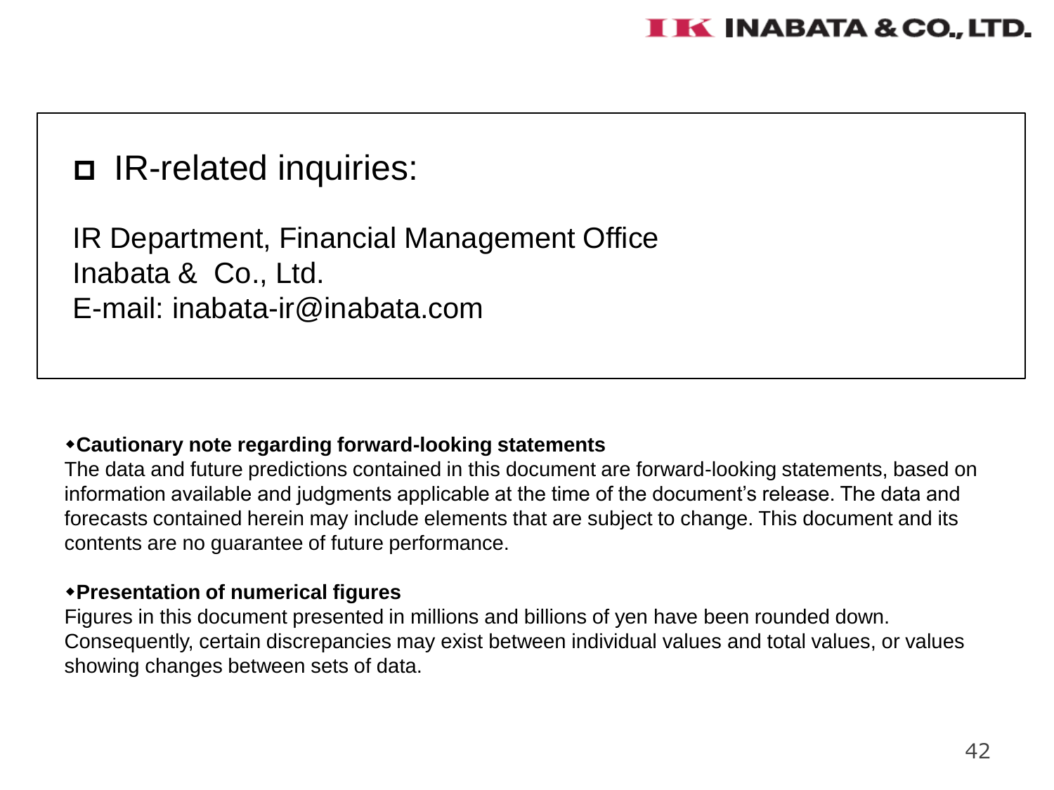## IR-related inquiries:

IR Department, Financial Management Office
Inabata & Co., Ltd.
E-mail: inabata-ir@inabata.com

**◆Cautionary note regarding forward-looking statements**

The data and future predictions contained in this document are forward-looking statements, based on information available and judgments applicable at the time of the document's release. The data and forecasts contained herein may include elements that are subject to change. This document and its contents are no guarantee of future performance.

**◆Presentation of numerical figures**

Figures in this document presented in millions and billions of yen have been rounded down. Consequently, certain discrepancies may exist between individual values and total values, or values showing changes between sets of data.